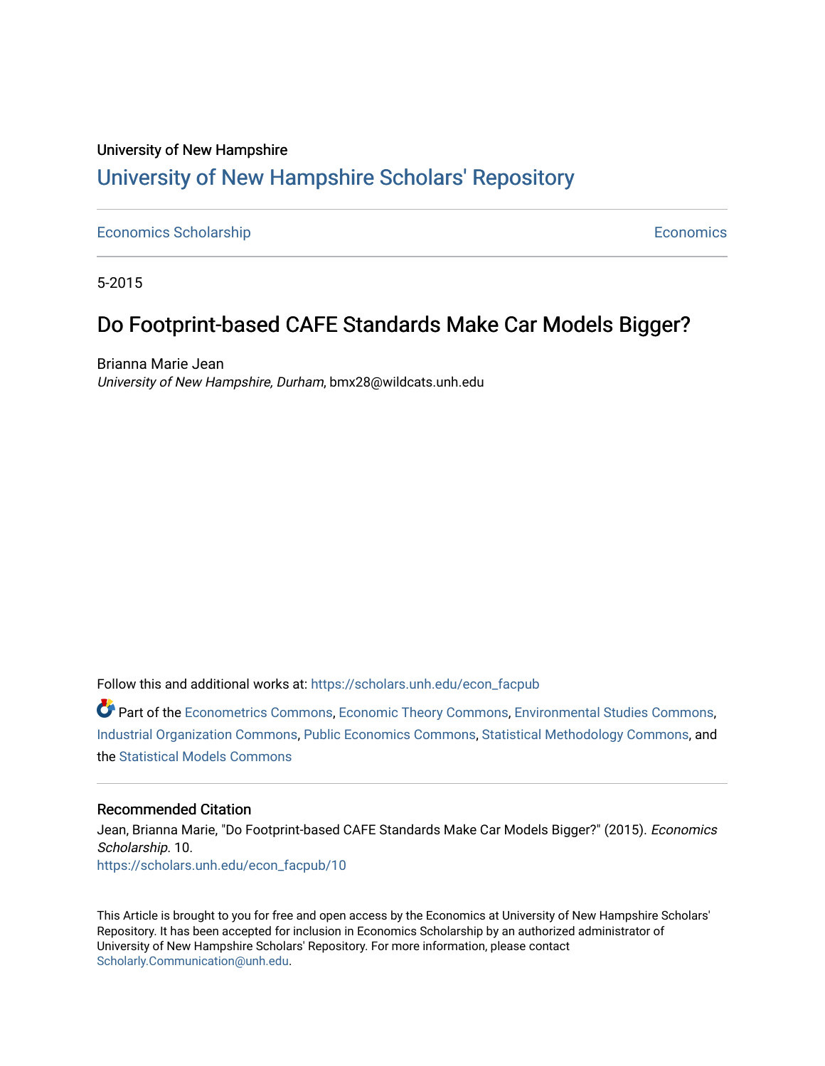University of New Hampshire

# University of New Hampshire Scholars' Repository

Economics Scholarship | Economics

5-2015

## Do Footprint-based CAFE Standards Make Car Models Bigger?

Brianna Marie Jean
*University of New Hampshire, Durham*, bmx28@wildcats.unh.edu

Follow this and additional works at: https://scholars.unh.edu/econ_facpub

Part of the Econometrics Commons, Economic Theory Commons, Environmental Studies Commons, Industrial Organization Commons, Public Economics Commons, Statistical Methodology Commons, and the Statistical Models Commons

### Recommended Citation

Jean, Brianna Marie, "Do Footprint-based CAFE Standards Make Car Models Bigger?" (2015). *Economics Scholarship*. 10.
https://scholars.unh.edu/econ_facpub/10

This Article is brought to you for free and open access by the Economics at University of New Hampshire Scholars' Repository. It has been accepted for inclusion in Economics Scholarship by an authorized administrator of University of New Hampshire Scholars' Repository. For more information, please contact Scholarly.Communication@unh.edu.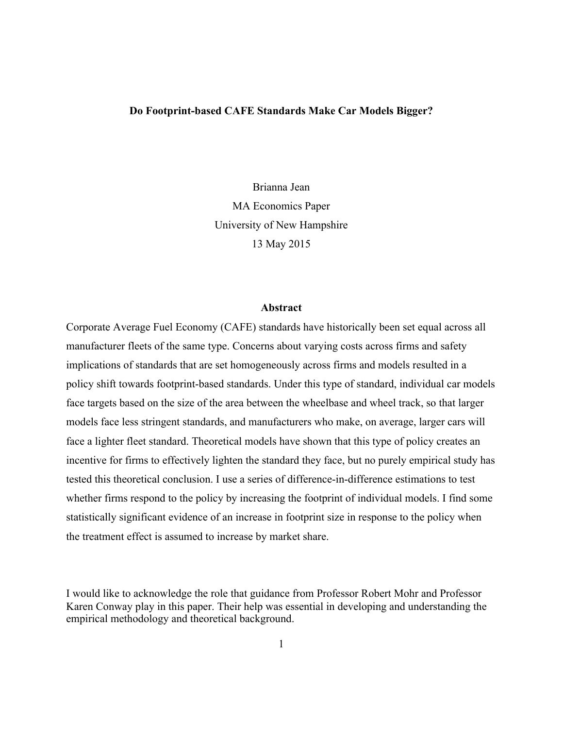**Do Footprint-based CAFE Standards Make Car Models Bigger?**

Brianna Jean
MA Economics Paper
University of New Hampshire
13 May 2015

**Abstract**

Corporate Average Fuel Economy (CAFE) standards have historically been set equal across all manufacturer fleets of the same type. Concerns about varying costs across firms and safety implications of standards that are set homogeneously across firms and models resulted in a policy shift towards footprint-based standards. Under this type of standard, individual car models face targets based on the size of the area between the wheelbase and wheel track, so that larger models face less stringent standards, and manufacturers who make, on average, larger cars will face a lighter fleet standard. Theoretical models have shown that this type of policy creates an incentive for firms to effectively lighten the standard they face, but no purely empirical study has tested this theoretical conclusion. I use a series of difference-in-difference estimations to test whether firms respond to the policy by increasing the footprint of individual models. I find some statistically significant evidence of an increase in footprint size in response to the policy when the treatment effect is assumed to increase by market share.

I would like to acknowledge the role that guidance from Professor Robert Mohr and Professor Karen Conway play in this paper. Their help was essential in developing and understanding the empirical methodology and theoretical background.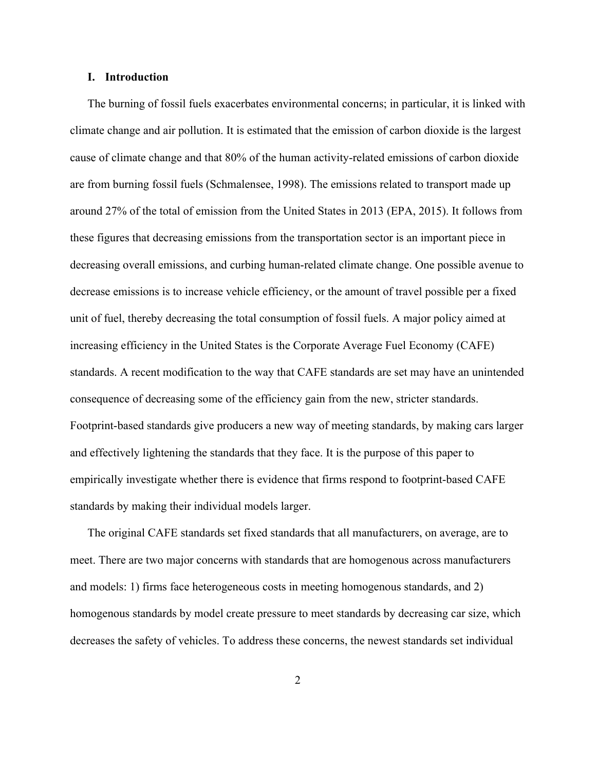## I. Introduction

The burning of fossil fuels exacerbates environmental concerns; in particular, it is linked with climate change and air pollution. It is estimated that the emission of carbon dioxide is the largest cause of climate change and that 80% of the human activity-related emissions of carbon dioxide are from burning fossil fuels (Schmalensee, 1998). The emissions related to transport made up around 27% of the total of emission from the United States in 2013 (EPA, 2015). It follows from these figures that decreasing emissions from the transportation sector is an important piece in decreasing overall emissions, and curbing human-related climate change. One possible avenue to decrease emissions is to increase vehicle efficiency, or the amount of travel possible per a fixed unit of fuel, thereby decreasing the total consumption of fossil fuels. A major policy aimed at increasing efficiency in the United States is the Corporate Average Fuel Economy (CAFE) standards. A recent modification to the way that CAFE standards are set may have an unintended consequence of decreasing some of the efficiency gain from the new, stricter standards. Footprint-based standards give producers a new way of meeting standards, by making cars larger and effectively lightening the standards that they face. It is the purpose of this paper to empirically investigate whether there is evidence that firms respond to footprint-based CAFE standards by making their individual models larger.

The original CAFE standards set fixed standards that all manufacturers, on average, are to meet. There are two major concerns with standards that are homogenous across manufacturers and models: 1) firms face heterogeneous costs in meeting homogenous standards, and 2) homogenous standards by model create pressure to meet standards by decreasing car size, which decreases the safety of vehicles. To address these concerns, the newest standards set individual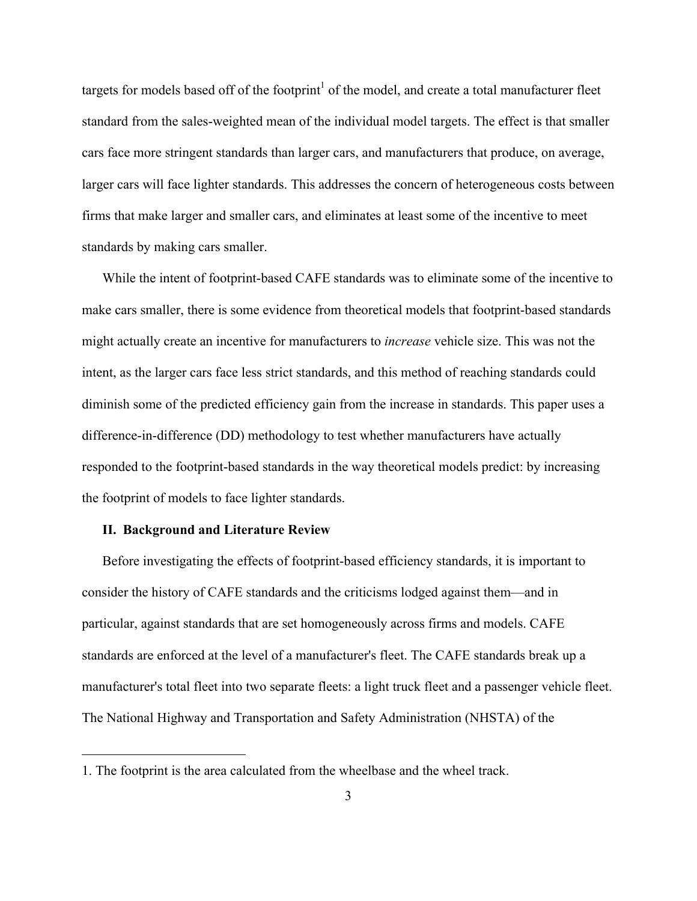targets for models based off of the footprint[1] of the model, and create a total manufacturer fleet standard from the sales-weighted mean of the individual model targets. The effect is that smaller cars face more stringent standards than larger cars, and manufacturers that produce, on average, larger cars will face lighter standards. This addresses the concern of heterogeneous costs between firms that make larger and smaller cars, and eliminates at least some of the incentive to meet standards by making cars smaller.

While the intent of footprint-based CAFE standards was to eliminate some of the incentive to make cars smaller, there is some evidence from theoretical models that footprint-based standards might actually create an incentive for manufacturers to *increase* vehicle size. This was not the intent, as the larger cars face less strict standards, and this method of reaching standards could diminish some of the predicted efficiency gain from the increase in standards. This paper uses a difference-in-difference (DD) methodology to test whether manufacturers have actually responded to the footprint-based standards in the way theoretical models predict: by increasing the footprint of models to face lighter standards.

## II. Background and Literature Review

Before investigating the effects of footprint-based efficiency standards, it is important to consider the history of CAFE standards and the criticisms lodged against them—and in particular, against standards that are set homogeneously across firms and models. CAFE standards are enforced at the level of a manufacturer's fleet. The CAFE standards break up a manufacturer's total fleet into two separate fleets: a light truck fleet and a passenger vehicle fleet. The National Highway and Transportation and Safety Administration (NHSTA) of the

---

1. The footprint is the area calculated from the wheelbase and the wheel track.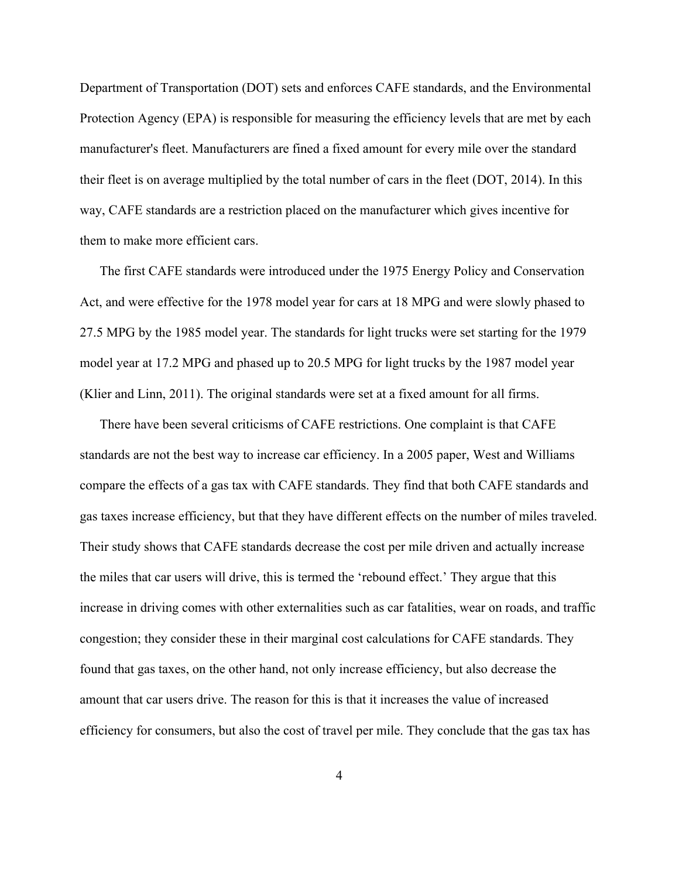Department of Transportation (DOT) sets and enforces CAFE standards, and the Environmental Protection Agency (EPA) is responsible for measuring the efficiency levels that are met by each manufacturer's fleet. Manufacturers are fined a fixed amount for every mile over the standard their fleet is on average multiplied by the total number of cars in the fleet (DOT, 2014). In this way, CAFE standards are a restriction placed on the manufacturer which gives incentive for them to make more efficient cars.

The first CAFE standards were introduced under the 1975 Energy Policy and Conservation Act, and were effective for the 1978 model year for cars at 18 MPG and were slowly phased to 27.5 MPG by the 1985 model year. The standards for light trucks were set starting for the 1979 model year at 17.2 MPG and phased up to 20.5 MPG for light trucks by the 1987 model year (Klier and Linn, 2011). The original standards were set at a fixed amount for all firms.

There have been several criticisms of CAFE restrictions. One complaint is that CAFE standards are not the best way to increase car efficiency. In a 2005 paper, West and Williams compare the effects of a gas tax with CAFE standards. They find that both CAFE standards and gas taxes increase efficiency, but that they have different effects on the number of miles traveled. Their study shows that CAFE standards decrease the cost per mile driven and actually increase the miles that car users will drive, this is termed the 'rebound effect.' They argue that this increase in driving comes with other externalities such as car fatalities, wear on roads, and traffic congestion; they consider these in their marginal cost calculations for CAFE standards. They found that gas taxes, on the other hand, not only increase efficiency, but also decrease the amount that car users drive. The reason for this is that it increases the value of increased efficiency for consumers, but also the cost of travel per mile. They conclude that the gas tax has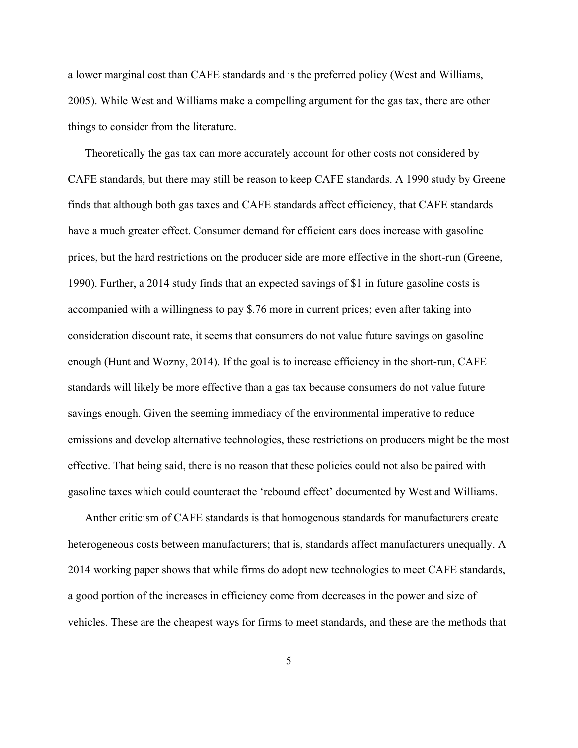a lower marginal cost than CAFE standards and is the preferred policy (West and Williams, 2005). While West and Williams make a compelling argument for the gas tax, there are other things to consider from the literature.

Theoretically the gas tax can more accurately account for other costs not considered by CAFE standards, but there may still be reason to keep CAFE standards. A 1990 study by Greene finds that although both gas taxes and CAFE standards affect efficiency, that CAFE standards have a much greater effect. Consumer demand for efficient cars does increase with gasoline prices, but the hard restrictions on the producer side are more effective in the short-run (Greene, 1990). Further, a 2014 study finds that an expected savings of $1 in future gasoline costs is accompanied with a willingness to pay $.76 more in current prices; even after taking into consideration discount rate, it seems that consumers do not value future savings on gasoline enough (Hunt and Wozny, 2014). If the goal is to increase efficiency in the short-run, CAFE standards will likely be more effective than a gas tax because consumers do not value future savings enough. Given the seeming immediacy of the environmental imperative to reduce emissions and develop alternative technologies, these restrictions on producers might be the most effective. That being said, there is no reason that these policies could not also be paired with gasoline taxes which could counteract the 'rebound effect' documented by West and Williams.

Anther criticism of CAFE standards is that homogenous standards for manufacturers create heterogeneous costs between manufacturers; that is, standards affect manufacturers unequally. A 2014 working paper shows that while firms do adopt new technologies to meet CAFE standards, a good portion of the increases in efficiency come from decreases in the power and size of vehicles. These are the cheapest ways for firms to meet standards, and these are the methods that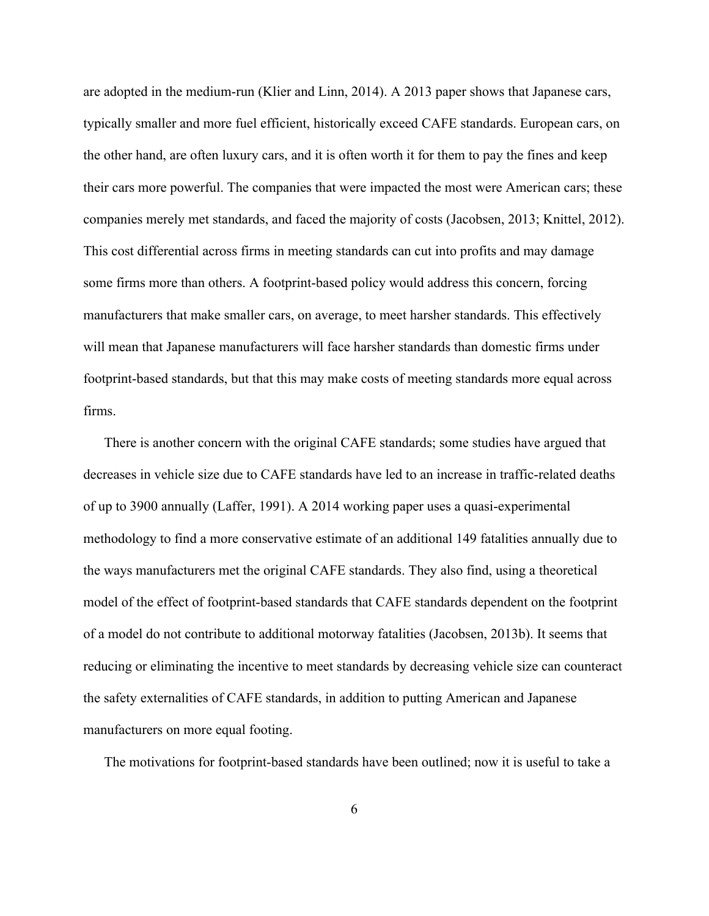are adopted in the medium-run (Klier and Linn, 2014). A 2013 paper shows that Japanese cars, typically smaller and more fuel efficient, historically exceed CAFE standards. European cars, on the other hand, are often luxury cars, and it is often worth it for them to pay the fines and keep their cars more powerful. The companies that were impacted the most were American cars; these companies merely met standards, and faced the majority of costs (Jacobsen, 2013; Knittel, 2012). This cost differential across firms in meeting standards can cut into profits and may damage some firms more than others. A footprint-based policy would address this concern, forcing manufacturers that make smaller cars, on average, to meet harsher standards. This effectively will mean that Japanese manufacturers will face harsher standards than domestic firms under footprint-based standards, but that this may make costs of meeting standards more equal across firms.

There is another concern with the original CAFE standards; some studies have argued that decreases in vehicle size due to CAFE standards have led to an increase in traffic-related deaths of up to 3900 annually (Laffer, 1991). A 2014 working paper uses a quasi-experimental methodology to find a more conservative estimate of an additional 149 fatalities annually due to the ways manufacturers met the original CAFE standards. They also find, using a theoretical model of the effect of footprint-based standards that CAFE standards dependent on the footprint of a model do not contribute to additional motorway fatalities (Jacobsen, 2013b). It seems that reducing or eliminating the incentive to meet standards by decreasing vehicle size can counteract the safety externalities of CAFE standards, in addition to putting American and Japanese manufacturers on more equal footing.

The motivations for footprint-based standards have been outlined; now it is useful to take a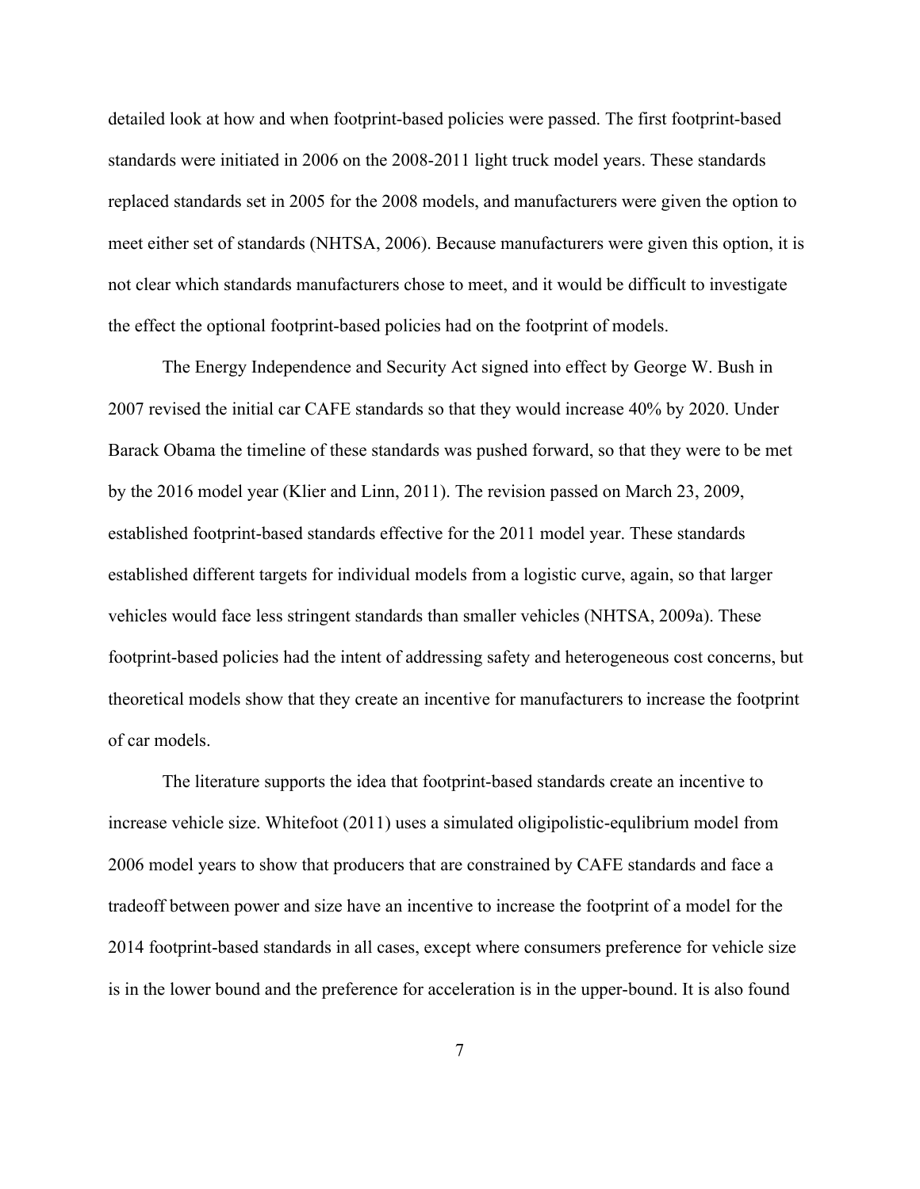detailed look at how and when footprint-based policies were passed. The first footprint-based standards were initiated in 2006 on the 2008-2011 light truck model years. These standards replaced standards set in 2005 for the 2008 models, and manufacturers were given the option to meet either set of standards (NHTSA, 2006). Because manufacturers were given this option, it is not clear which standards manufacturers chose to meet, and it would be difficult to investigate the effect the optional footprint-based policies had on the footprint of models.

The Energy Independence and Security Act signed into effect by George W. Bush in 2007 revised the initial car CAFE standards so that they would increase 40% by 2020. Under Barack Obama the timeline of these standards was pushed forward, so that they were to be met by the 2016 model year (Klier and Linn, 2011). The revision passed on March 23, 2009, established footprint-based standards effective for the 2011 model year. These standards established different targets for individual models from a logistic curve, again, so that larger vehicles would face less stringent standards than smaller vehicles (NHTSA, 2009a). These footprint-based policies had the intent of addressing safety and heterogeneous cost concerns, but theoretical models show that they create an incentive for manufacturers to increase the footprint of car models.

The literature supports the idea that footprint-based standards create an incentive to increase vehicle size. Whitefoot (2011) uses a simulated oligipolistic-equlibrium model from 2006 model years to show that producers that are constrained by CAFE standards and face a tradeoff between power and size have an incentive to increase the footprint of a model for the 2014 footprint-based standards in all cases, except where consumers preference for vehicle size is in the lower bound and the preference for acceleration is in the upper-bound. It is also found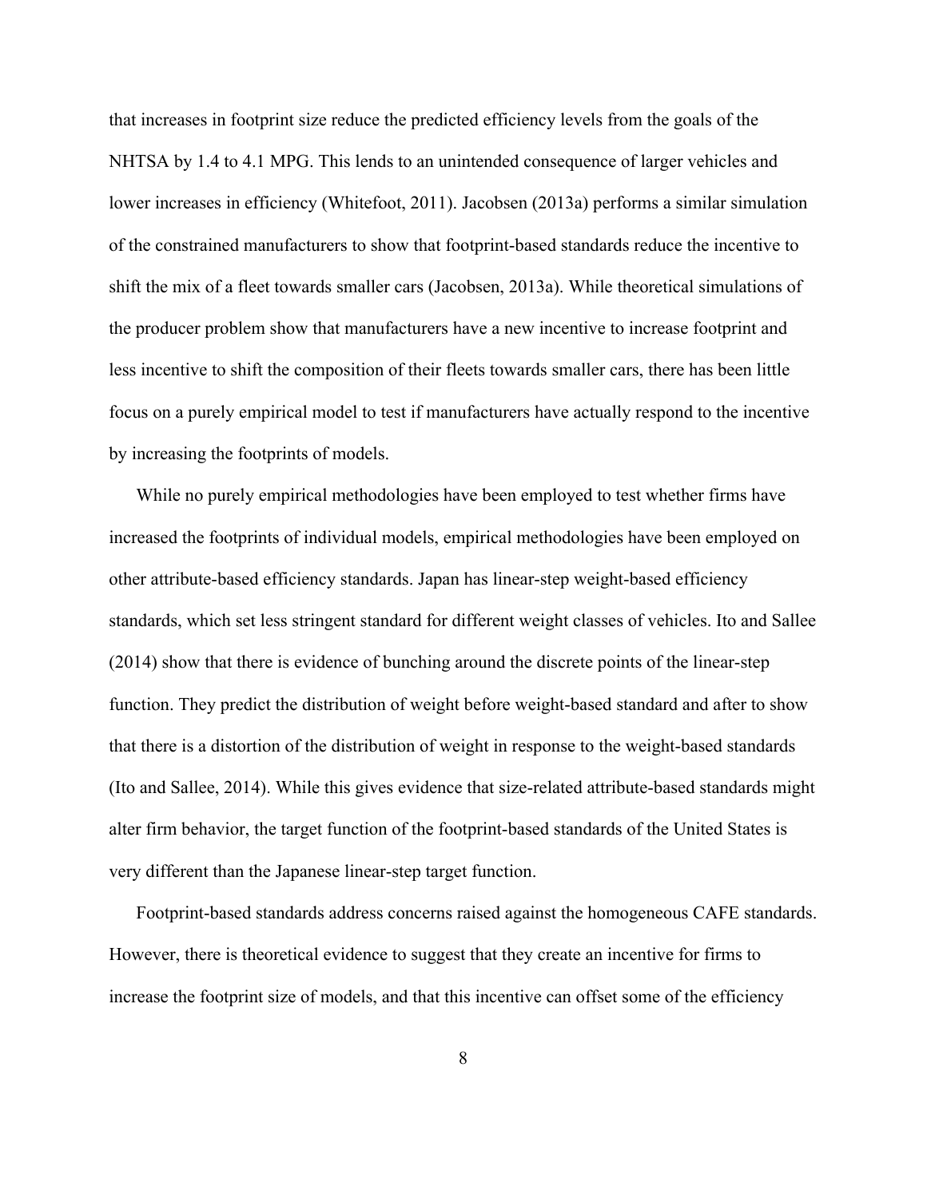that increases in footprint size reduce the predicted efficiency levels from the goals of the NHTSA by 1.4 to 4.1 MPG. This lends to an unintended consequence of larger vehicles and lower increases in efficiency (Whitefoot, 2011). Jacobsen (2013a) performs a similar simulation of the constrained manufacturers to show that footprint-based standards reduce the incentive to shift the mix of a fleet towards smaller cars (Jacobsen, 2013a). While theoretical simulations of the producer problem show that manufacturers have a new incentive to increase footprint and less incentive to shift the composition of their fleets towards smaller cars, there has been little focus on a purely empirical model to test if manufacturers have actually respond to the incentive by increasing the footprints of models.

While no purely empirical methodologies have been employed to test whether firms have increased the footprints of individual models, empirical methodologies have been employed on other attribute-based efficiency standards. Japan has linear-step weight-based efficiency standards, which set less stringent standard for different weight classes of vehicles. Ito and Sallee (2014) show that there is evidence of bunching around the discrete points of the linear-step function. They predict the distribution of weight before weight-based standard and after to show that there is a distortion of the distribution of weight in response to the weight-based standards (Ito and Sallee, 2014). While this gives evidence that size-related attribute-based standards might alter firm behavior, the target function of the footprint-based standards of the United States is very different than the Japanese linear-step target function.

Footprint-based standards address concerns raised against the homogeneous CAFE standards. However, there is theoretical evidence to suggest that they create an incentive for firms to increase the footprint size of models, and that this incentive can offset some of the efficiency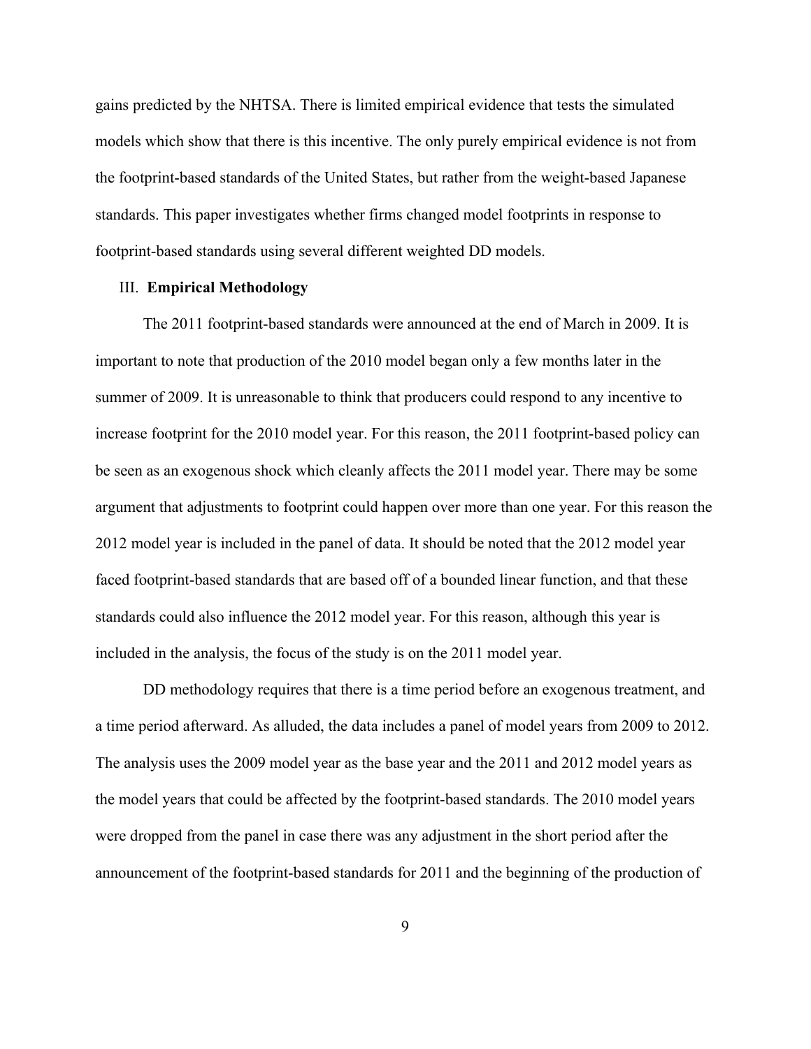gains predicted by the NHTSA. There is limited empirical evidence that tests the simulated models which show that there is this incentive. The only purely empirical evidence is not from the footprint-based standards of the United States, but rather from the weight-based Japanese standards. This paper investigates whether firms changed model footprints in response to footprint-based standards using several different weighted DD models.

## III. **Empirical Methodology**

The 2011 footprint-based standards were announced at the end of March in 2009. It is important to note that production of the 2010 model began only a few months later in the summer of 2009. It is unreasonable to think that producers could respond to any incentive to increase footprint for the 2010 model year. For this reason, the 2011 footprint-based policy can be seen as an exogenous shock which cleanly affects the 2011 model year. There may be some argument that adjustments to footprint could happen over more than one year. For this reason the 2012 model year is included in the panel of data. It should be noted that the 2012 model year faced footprint-based standards that are based off of a bounded linear function, and that these standards could also influence the 2012 model year. For this reason, although this year is included in the analysis, the focus of the study is on the 2011 model year.

DD methodology requires that there is a time period before an exogenous treatment, and a time period afterward. As alluded, the data includes a panel of model years from 2009 to 2012. The analysis uses the 2009 model year as the base year and the 2011 and 2012 model years as the model years that could be affected by the footprint-based standards. The 2010 model years were dropped from the panel in case there was any adjustment in the short period after the announcement of the footprint-based standards for 2011 and the beginning of the production of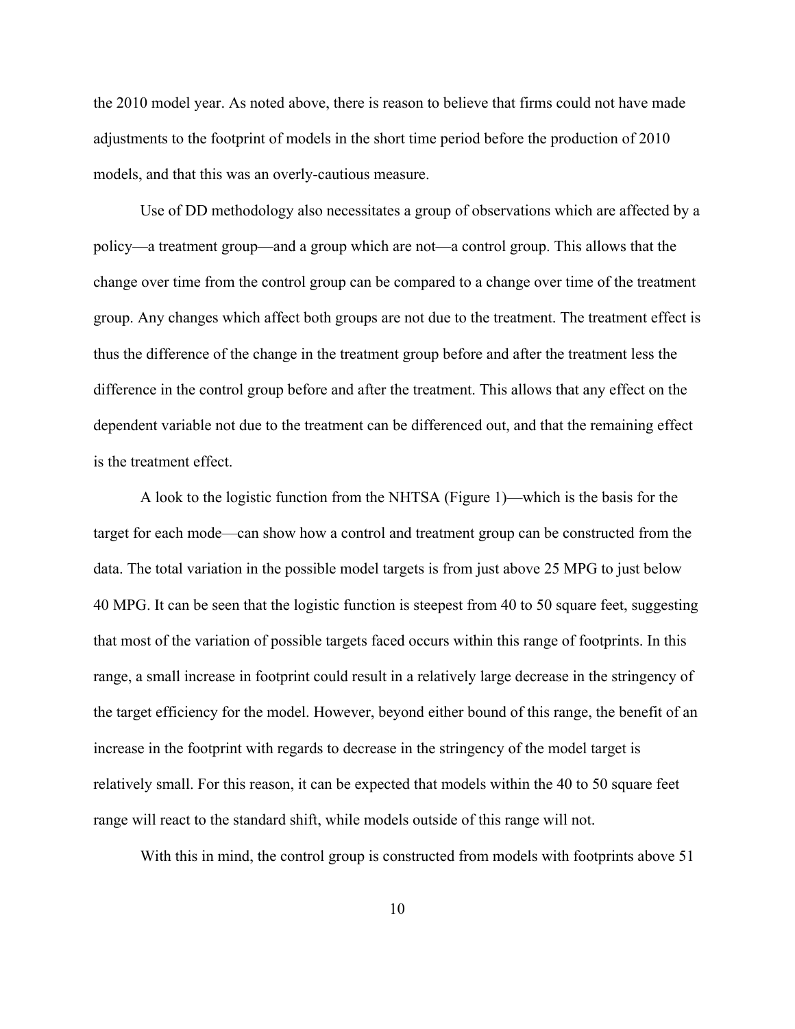the 2010 model year. As noted above, there is reason to believe that firms could not have made adjustments to the footprint of models in the short time period before the production of 2010 models, and that this was an overly-cautious measure.

Use of DD methodology also necessitates a group of observations which are affected by a policy—a treatment group—and a group which are not—a control group. This allows that the change over time from the control group can be compared to a change over time of the treatment group. Any changes which affect both groups are not due to the treatment. The treatment effect is thus the difference of the change in the treatment group before and after the treatment less the difference in the control group before and after the treatment. This allows that any effect on the dependent variable not due to the treatment can be differenced out, and that the remaining effect is the treatment effect.

A look to the logistic function from the NHTSA (Figure 1)—which is the basis for the target for each mode—can show how a control and treatment group can be constructed from the data. The total variation in the possible model targets is from just above 25 MPG to just below 40 MPG. It can be seen that the logistic function is steepest from 40 to 50 square feet, suggesting that most of the variation of possible targets faced occurs within this range of footprints. In this range, a small increase in footprint could result in a relatively large decrease in the stringency of the target efficiency for the model. However, beyond either bound of this range, the benefit of an increase in the footprint with regards to decrease in the stringency of the model target is relatively small. For this reason, it can be expected that models within the 40 to 50 square feet range will react to the standard shift, while models outside of this range will not.

With this in mind, the control group is constructed from models with footprints above 51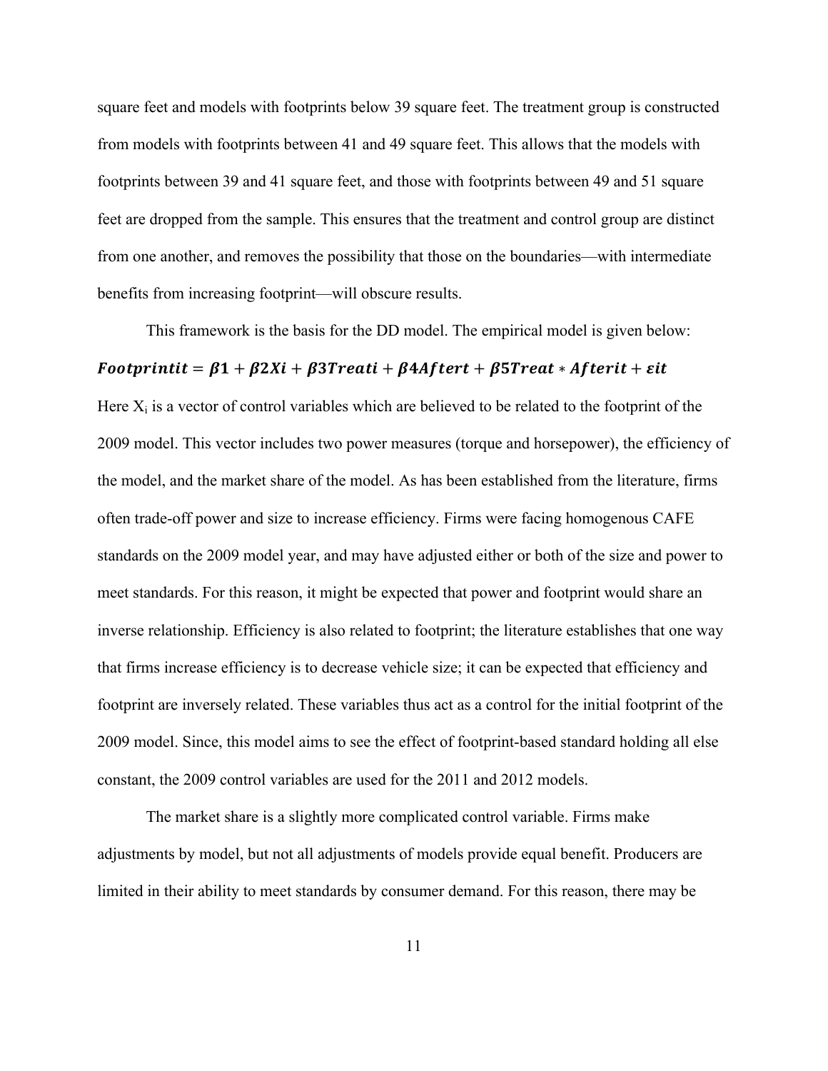square feet and models with footprints below 39 square feet. The treatment group is constructed from models with footprints between 41 and 49 square feet. This allows that the models with footprints between 39 and 41 square feet, and those with footprints between 49 and 51 square feet are dropped from the sample. This ensures that the treatment and control group are distinct from one another, and removes the possibility that those on the boundaries—with intermediate benefits from increasing footprint—will obscure results.

This framework is the basis for the DD model. The empirical model is given below:

$$\boldsymbol{Footprint_{it} = \beta_1 + \beta_2 X_i + \beta_3 Treat_i + \beta_4 After_t + \beta_5 Treat * After_{it} + \varepsilon_{it}}$$

Here $X_i$ is a vector of control variables which are believed to be related to the footprint of the 2009 model. This vector includes two power measures (torque and horsepower), the efficiency of the model, and the market share of the model. As has been established from the literature, firms often trade-off power and size to increase efficiency. Firms were facing homogenous CAFE standards on the 2009 model year, and may have adjusted either or both of the size and power to meet standards. For this reason, it might be expected that power and footprint would share an inverse relationship. Efficiency is also related to footprint; the literature establishes that one way that firms increase efficiency is to decrease vehicle size; it can be expected that efficiency and footprint are inversely related. These variables thus act as a control for the initial footprint of the 2009 model. Since, this model aims to see the effect of footprint-based standard holding all else constant, the 2009 control variables are used for the 2011 and 2012 models.

The market share is a slightly more complicated control variable. Firms make adjustments by model, but not all adjustments of models provide equal benefit. Producers are limited in their ability to meet standards by consumer demand. For this reason, there may be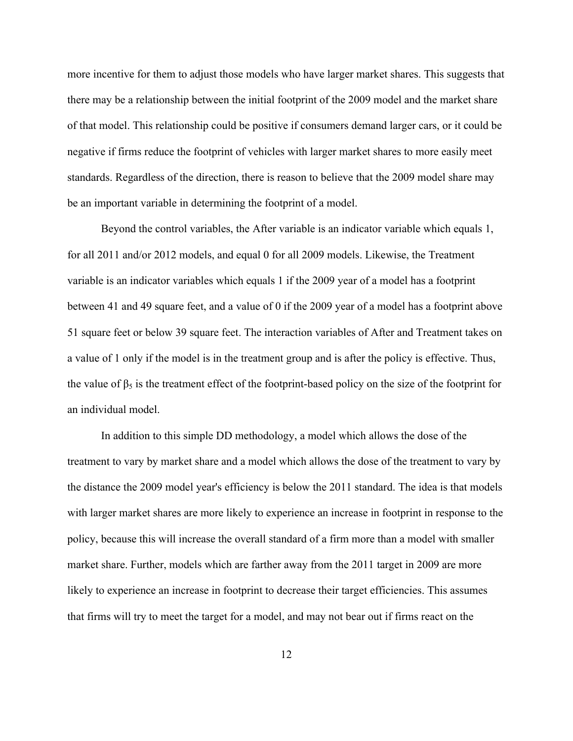more incentive for them to adjust those models who have larger market shares. This suggests that there may be a relationship between the initial footprint of the 2009 model and the market share of that model. This relationship could be positive if consumers demand larger cars, or it could be negative if firms reduce the footprint of vehicles with larger market shares to more easily meet standards. Regardless of the direction, there is reason to believe that the 2009 model share may be an important variable in determining the footprint of a model.

Beyond the control variables, the After variable is an indicator variable which equals 1, for all 2011 and/or 2012 models, and equal 0 for all 2009 models. Likewise, the Treatment variable is an indicator variables which equals 1 if the 2009 year of a model has a footprint between 41 and 49 square feet, and a value of 0 if the 2009 year of a model has a footprint above 51 square feet or below 39 square feet. The interaction variables of After and Treatment takes on a value of 1 only if the model is in the treatment group and is after the policy is effective. Thus, the value of $\beta_5$ is the treatment effect of the footprint-based policy on the size of the footprint for an individual model.

In addition to this simple DD methodology, a model which allows the dose of the treatment to vary by market share and a model which allows the dose of the treatment to vary by the distance the 2009 model year's efficiency is below the 2011 standard. The idea is that models with larger market shares are more likely to experience an increase in footprint in response to the policy, because this will increase the overall standard of a firm more than a model with smaller market share. Further, models which are farther away from the 2011 target in 2009 are more likely to experience an increase in footprint to decrease their target efficiencies. This assumes that firms will try to meet the target for a model, and may not bear out if firms react on the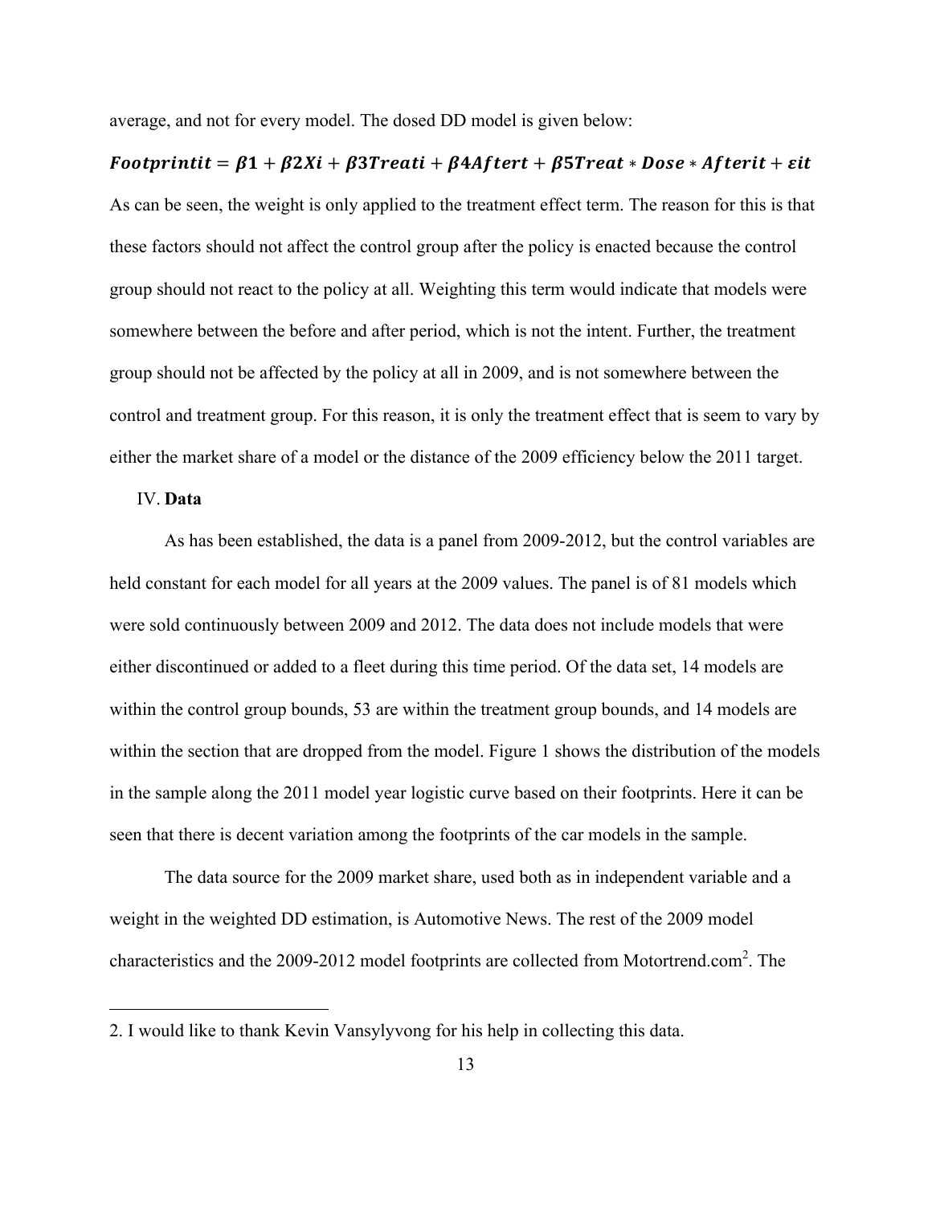average, and not for every model. The dosed DD model is given below:

$$Footprint_{it} = \beta 1 + \beta 2X_i + \beta 3Treat_i + \beta 4After_t + \beta 5Treat * Dose * After_{it} + \varepsilon_{it}$$

As can be seen, the weight is only applied to the treatment effect term. The reason for this is that these factors should not affect the control group after the policy is enacted because the control group should not react to the policy at all. Weighting this term would indicate that models were somewhere between the before and after period, which is not the intent. Further, the treatment group should not be affected by the policy at all in 2009, and is not somewhere between the control and treatment group. For this reason, it is only the treatment effect that is seem to vary by either the market share of a model or the distance of the 2009 efficiency below the 2011 target.

## IV. **Data**

As has been established, the data is a panel from 2009-2012, but the control variables are held constant for each model for all years at the 2009 values. The panel is of 81 models which were sold continuously between 2009 and 2012. The data does not include models that were either discontinued or added to a fleet during this time period. Of the data set, 14 models are within the control group bounds, 53 are within the treatment group bounds, and 14 models are within the section that are dropped from the model. Figure 1 shows the distribution of the models in the sample along the 2011 model year logistic curve based on their footprints. Here it can be seen that there is decent variation among the footprints of the car models in the sample.

The data source for the 2009 market share, used both as in independent variable and a weight in the weighted DD estimation, is Automotive News. The rest of the 2009 model characteristics and the 2009-2012 model footprints are collected from Motortrend.com[2]. The

---

2. I would like to thank Kevin Vansylyvong for his help in collecting this data.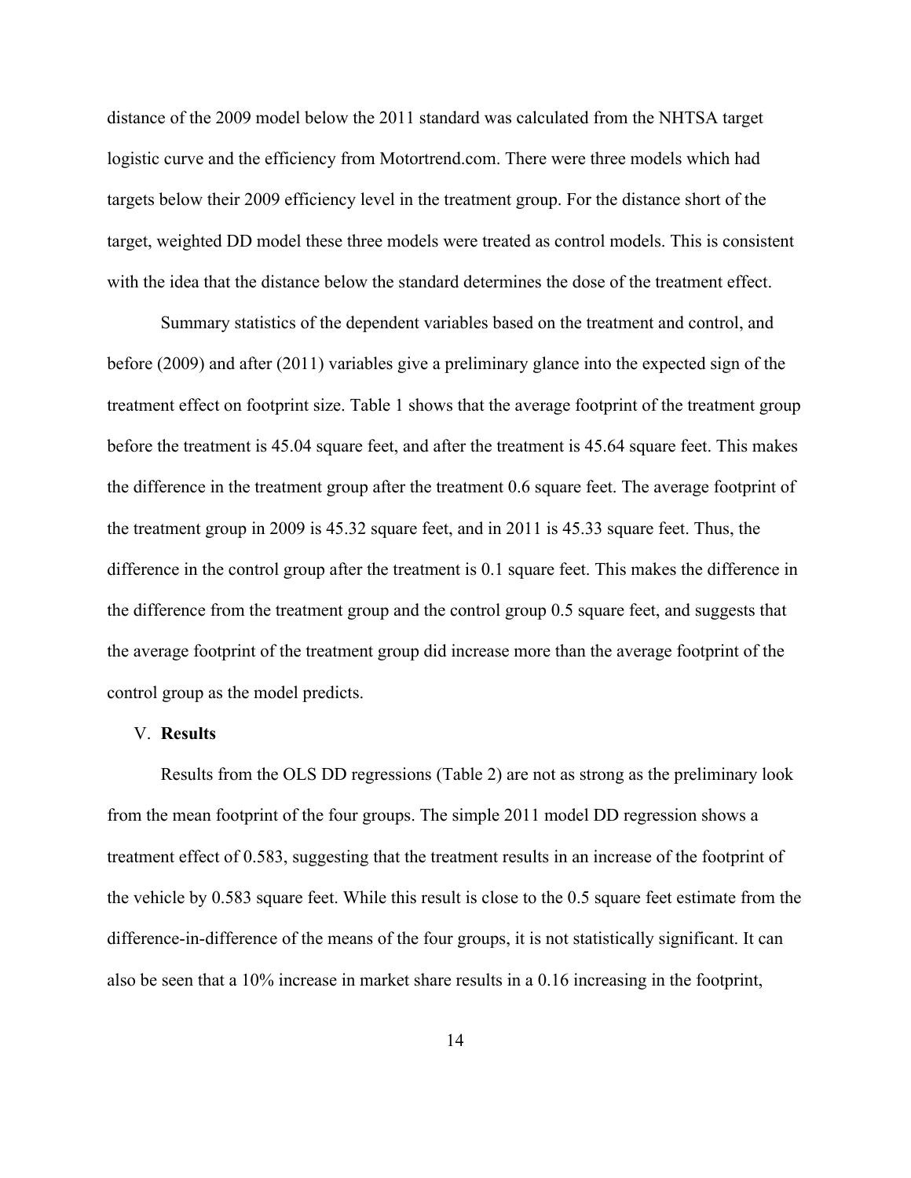distance of the 2009 model below the 2011 standard was calculated from the NHTSA target logistic curve and the efficiency from Motortrend.com. There were three models which had targets below their 2009 efficiency level in the treatment group. For the distance short of the target, weighted DD model these three models were treated as control models. This is consistent with the idea that the distance below the standard determines the dose of the treatment effect.

Summary statistics of the dependent variables based on the treatment and control, and before (2009) and after (2011) variables give a preliminary glance into the expected sign of the treatment effect on footprint size. Table 1 shows that the average footprint of the treatment group before the treatment is 45.04 square feet, and after the treatment is 45.64 square feet. This makes the difference in the treatment group after the treatment 0.6 square feet. The average footprint of the treatment group in 2009 is 45.32 square feet, and in 2011 is 45.33 square feet. Thus, the difference in the control group after the treatment is 0.1 square feet. This makes the difference in the difference from the treatment group and the control group 0.5 square feet, and suggests that the average footprint of the treatment group did increase more than the average footprint of the control group as the model predicts.

## V. **Results**

Results from the OLS DD regressions (Table 2) are not as strong as the preliminary look from the mean footprint of the four groups. The simple 2011 model DD regression shows a treatment effect of 0.583, suggesting that the treatment results in an increase of the footprint of the vehicle by 0.583 square feet. While this result is close to the 0.5 square feet estimate from the difference-in-difference of the means of the four groups, it is not statistically significant. It can also be seen that a 10% increase in market share results in a 0.16 increasing in the footprint,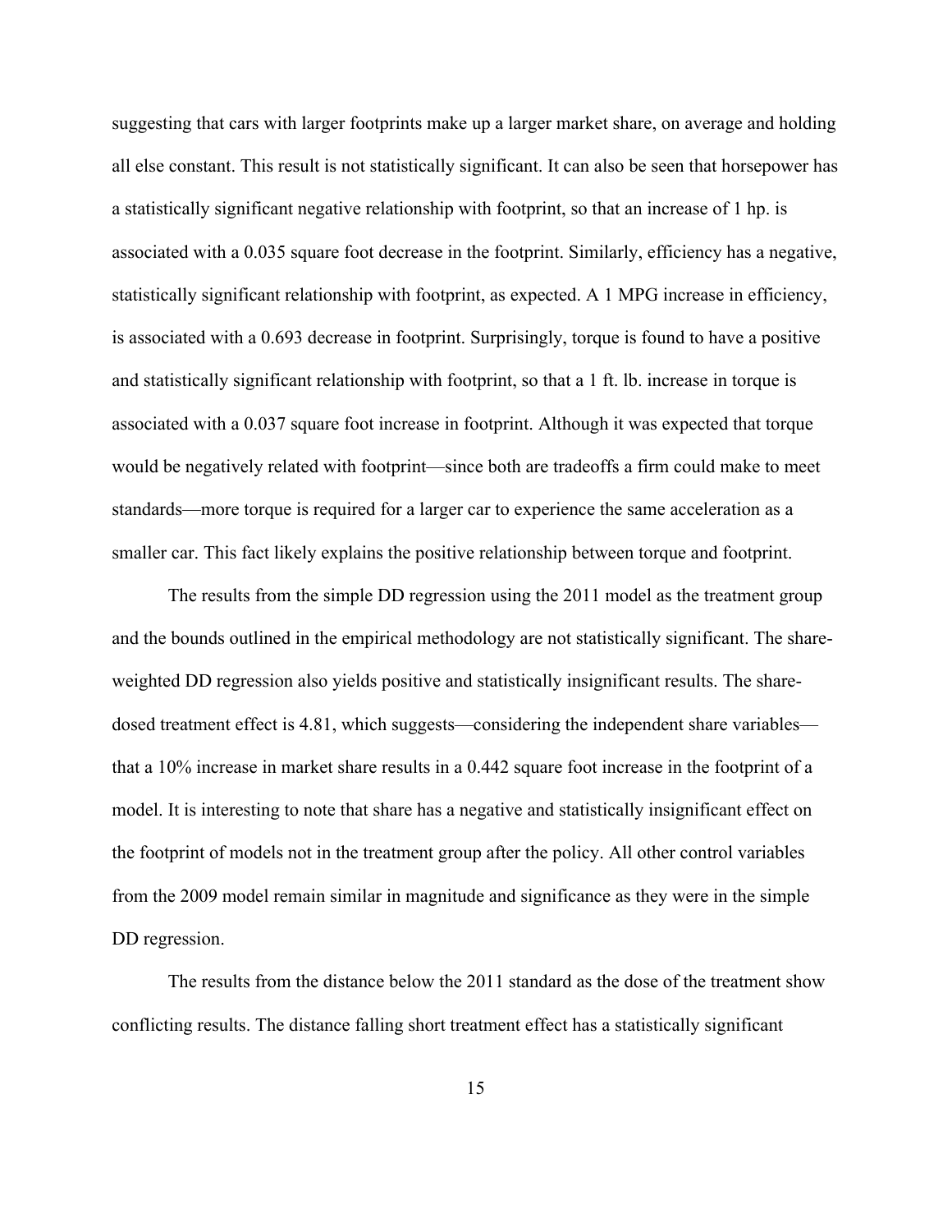suggesting that cars with larger footprints make up a larger market share, on average and holding all else constant. This result is not statistically significant. It can also be seen that horsepower has a statistically significant negative relationship with footprint, so that an increase of 1 hp. is associated with a 0.035 square foot decrease in the footprint. Similarly, efficiency has a negative, statistically significant relationship with footprint, as expected. A 1 MPG increase in efficiency, is associated with a 0.693 decrease in footprint. Surprisingly, torque is found to have a positive and statistically significant relationship with footprint, so that a 1 ft. lb. increase in torque is associated with a 0.037 square foot increase in footprint. Although it was expected that torque would be negatively related with footprint—since both are tradeoffs a firm could make to meet standards—more torque is required for a larger car to experience the same acceleration as a smaller car. This fact likely explains the positive relationship between torque and footprint.

The results from the simple DD regression using the 2011 model as the treatment group and the bounds outlined in the empirical methodology are not statistically significant. The share-weighted DD regression also yields positive and statistically insignificant results. The share-dosed treatment effect is 4.81, which suggests—considering the independent share variables—that a 10% increase in market share results in a 0.442 square foot increase in the footprint of a model. It is interesting to note that share has a negative and statistically insignificant effect on the footprint of models not in the treatment group after the policy. All other control variables from the 2009 model remain similar in magnitude and significance as they were in the simple DD regression.

The results from the distance below the 2011 standard as the dose of the treatment show conflicting results. The distance falling short treatment effect has a statistically significant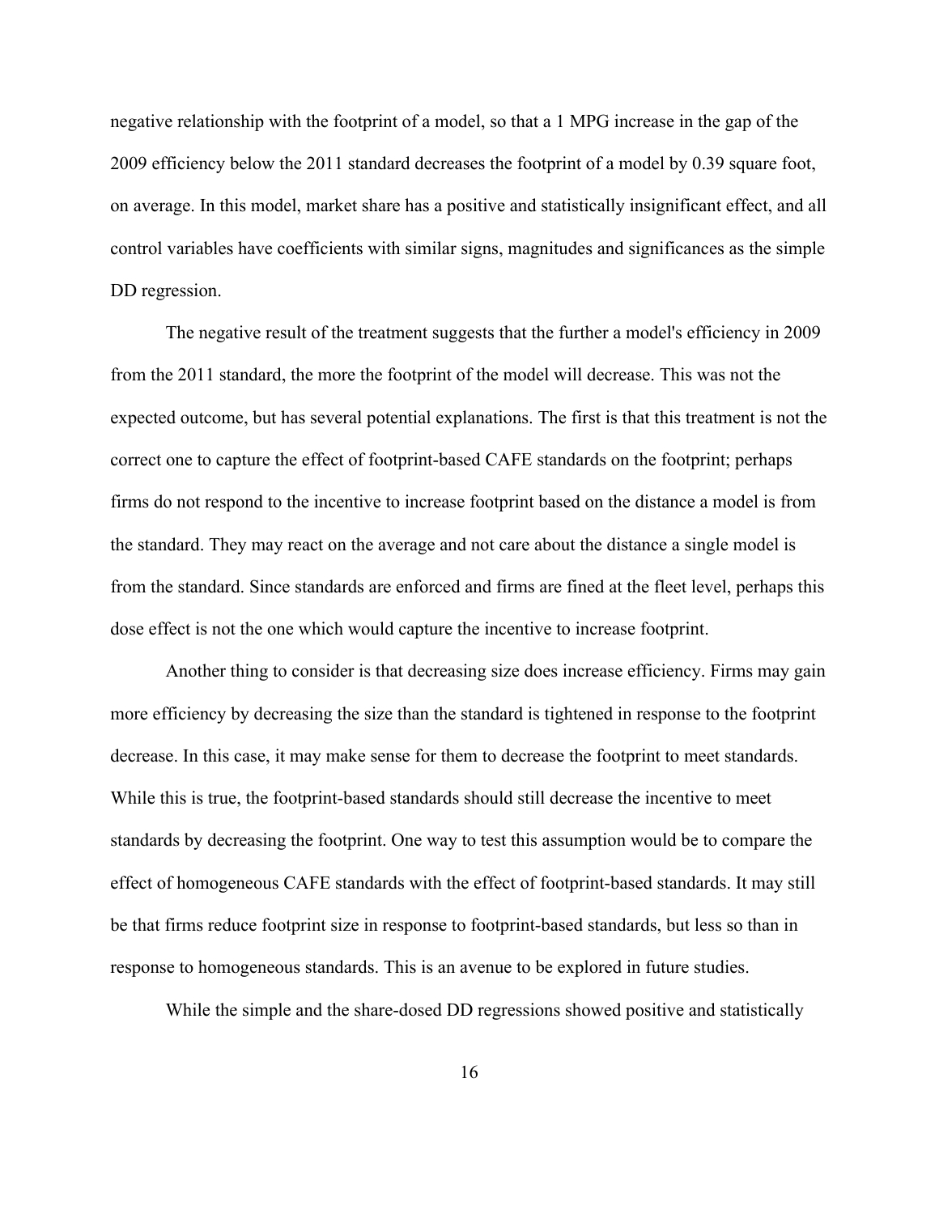negative relationship with the footprint of a model, so that a 1 MPG increase in the gap of the 2009 efficiency below the 2011 standard decreases the footprint of a model by 0.39 square foot, on average. In this model, market share has a positive and statistically insignificant effect, and all control variables have coefficients with similar signs, magnitudes and significances as the simple DD regression.

The negative result of the treatment suggests that the further a model's efficiency in 2009 from the 2011 standard, the more the footprint of the model will decrease. This was not the expected outcome, but has several potential explanations. The first is that this treatment is not the correct one to capture the effect of footprint-based CAFE standards on the footprint; perhaps firms do not respond to the incentive to increase footprint based on the distance a model is from the standard. They may react on the average and not care about the distance a single model is from the standard. Since standards are enforced and firms are fined at the fleet level, perhaps this dose effect is not the one which would capture the incentive to increase footprint.

Another thing to consider is that decreasing size does increase efficiency. Firms may gain more efficiency by decreasing the size than the standard is tightened in response to the footprint decrease. In this case, it may make sense for them to decrease the footprint to meet standards. While this is true, the footprint-based standards should still decrease the incentive to meet standards by decreasing the footprint. One way to test this assumption would be to compare the effect of homogeneous CAFE standards with the effect of footprint-based standards. It may still be that firms reduce footprint size in response to footprint-based standards, but less so than in response to homogeneous standards. This is an avenue to be explored in future studies.

While the simple and the share-dosed DD regressions showed positive and statistically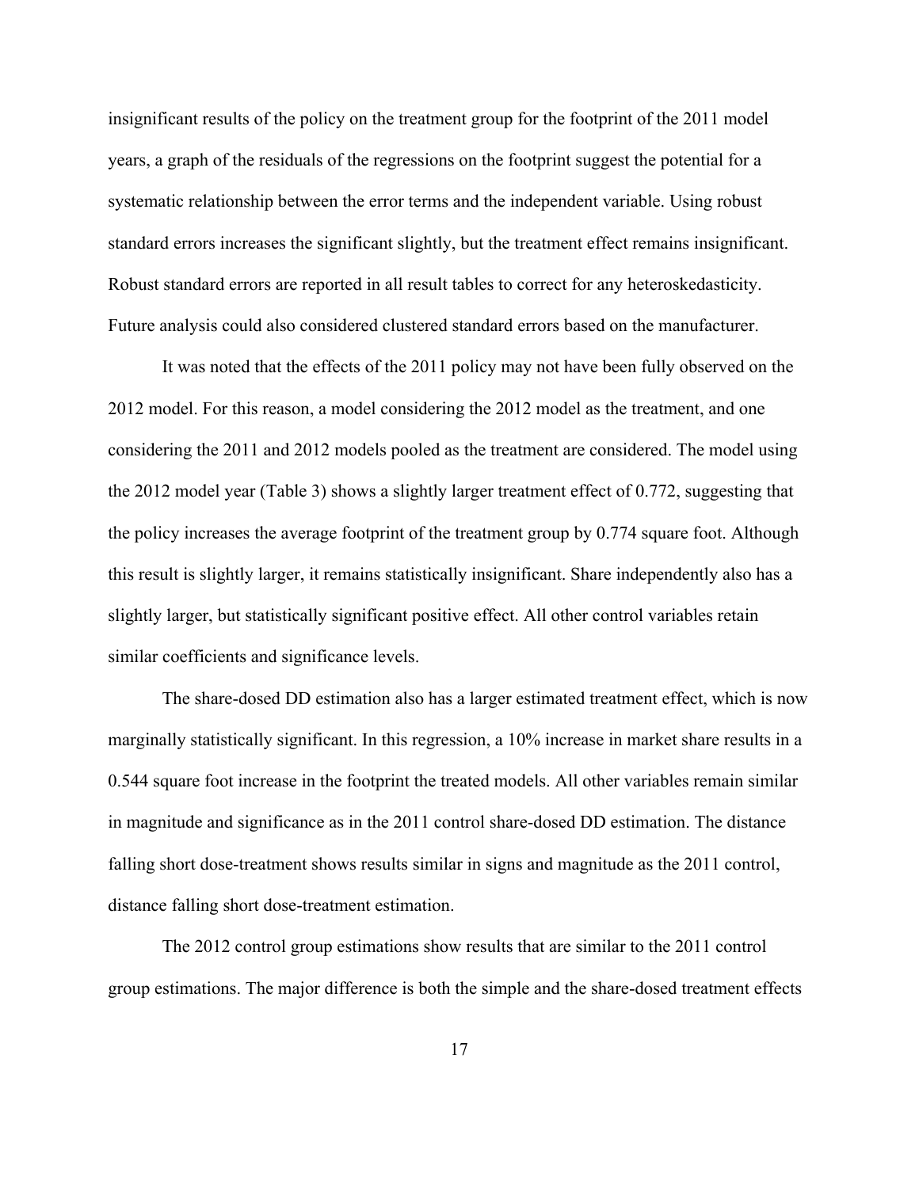insignificant results of the policy on the treatment group for the footprint of the 2011 model years, a graph of the residuals of the regressions on the footprint suggest the potential for a systematic relationship between the error terms and the independent variable. Using robust standard errors increases the significant slightly, but the treatment effect remains insignificant. Robust standard errors are reported in all result tables to correct for any heteroskedasticity. Future analysis could also considered clustered standard errors based on the manufacturer.

It was noted that the effects of the 2011 policy may not have been fully observed on the 2012 model. For this reason, a model considering the 2012 model as the treatment, and one considering the 2011 and 2012 models pooled as the treatment are considered. The model using the 2012 model year (Table 3) shows a slightly larger treatment effect of 0.772, suggesting that the policy increases the average footprint of the treatment group by 0.774 square foot. Although this result is slightly larger, it remains statistically insignificant. Share independently also has a slightly larger, but statistically significant positive effect. All other control variables retain similar coefficients and significance levels.

The share-dosed DD estimation also has a larger estimated treatment effect, which is now marginally statistically significant. In this regression, a 10% increase in market share results in a 0.544 square foot increase in the footprint the treated models. All other variables remain similar in magnitude and significance as in the 2011 control share-dosed DD estimation. The distance falling short dose-treatment shows results similar in signs and magnitude as the 2011 control, distance falling short dose-treatment estimation.

The 2012 control group estimations show results that are similar to the 2011 control group estimations. The major difference is both the simple and the share-dosed treatment effects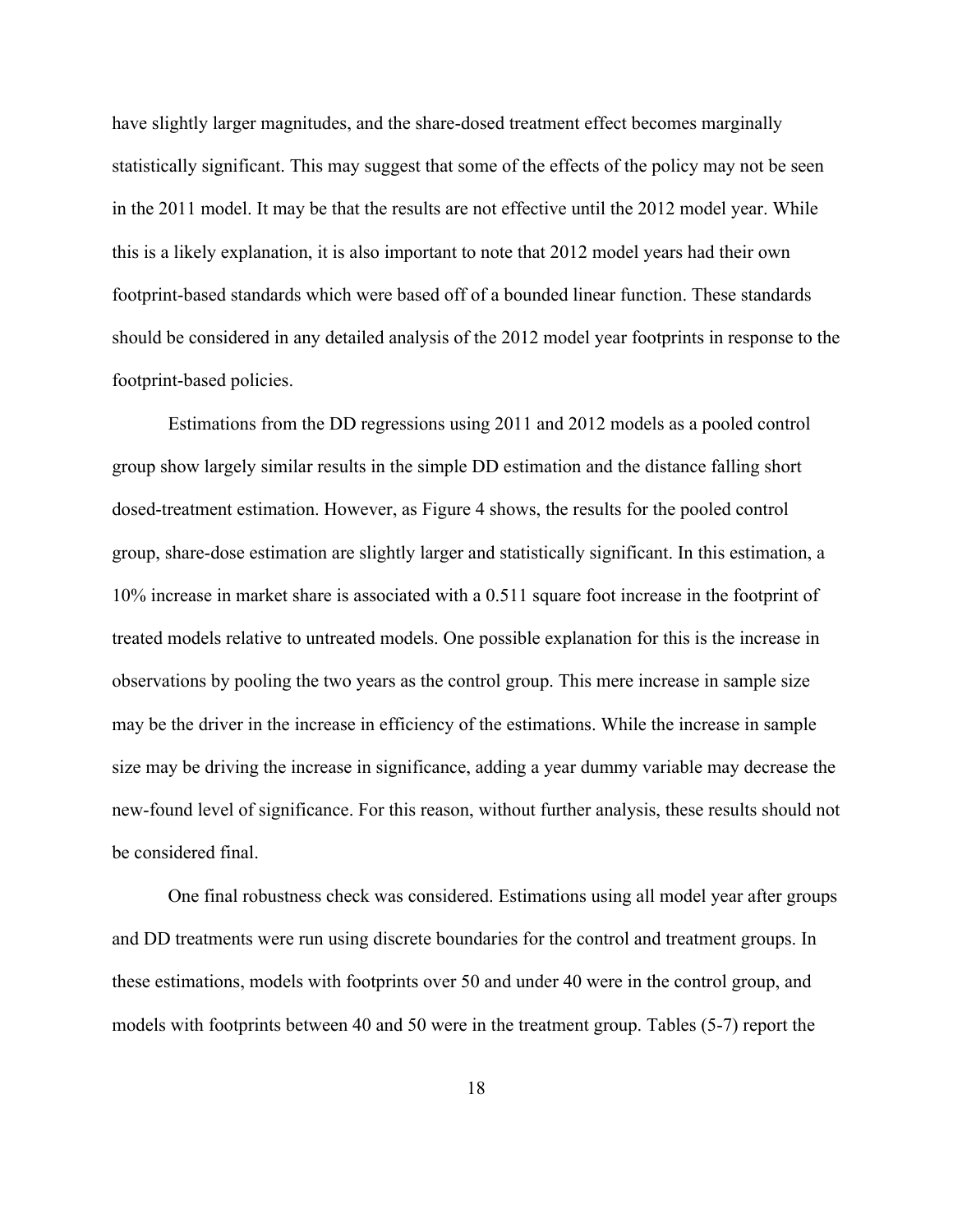have slightly larger magnitudes, and the share-dosed treatment effect becomes marginally statistically significant. This may suggest that some of the effects of the policy may not be seen in the 2011 model. It may be that the results are not effective until the 2012 model year. While this is a likely explanation, it is also important to note that 2012 model years had their own footprint-based standards which were based off of a bounded linear function. These standards should be considered in any detailed analysis of the 2012 model year footprints in response to the footprint-based policies.

Estimations from the DD regressions using 2011 and 2012 models as a pooled control group show largely similar results in the simple DD estimation and the distance falling short dosed-treatment estimation. However, as Figure 4 shows, the results for the pooled control group, share-dose estimation are slightly larger and statistically significant. In this estimation, a 10% increase in market share is associated with a 0.511 square foot increase in the footprint of treated models relative to untreated models. One possible explanation for this is the increase in observations by pooling the two years as the control group. This mere increase in sample size may be the driver in the increase in efficiency of the estimations. While the increase in sample size may be driving the increase in significance, adding a year dummy variable may decrease the new-found level of significance. For this reason, without further analysis, these results should not be considered final.

One final robustness check was considered. Estimations using all model year after groups and DD treatments were run using discrete boundaries for the control and treatment groups. In these estimations, models with footprints over 50 and under 40 were in the control group, and models with footprints between 40 and 50 were in the treatment group. Tables (5-7) report the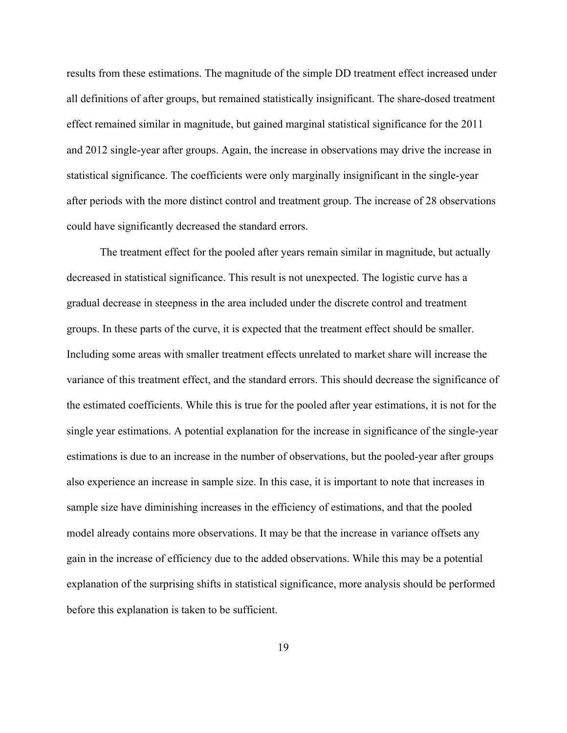results from these estimations. The magnitude of the simple DD treatment effect increased under all definitions of after groups, but remained statistically insignificant. The share-dosed treatment effect remained similar in magnitude, but gained marginal statistical significance for the 2011 and 2012 single-year after groups. Again, the increase in observations may drive the increase in statistical significance. The coefficients were only marginally insignificant in the single-year after periods with the more distinct control and treatment group. The increase of 28 observations could have significantly decreased the standard errors.

The treatment effect for the pooled after years remain similar in magnitude, but actually decreased in statistical significance. This result is not unexpected. The logistic curve has a gradual decrease in steepness in the area included under the discrete control and treatment groups. In these parts of the curve, it is expected that the treatment effect should be smaller. Including some areas with smaller treatment effects unrelated to market share will increase the variance of this treatment effect, and the standard errors. This should decrease the significance of the estimated coefficients. While this is true for the pooled after year estimations, it is not for the single year estimations. A potential explanation for the increase in significance of the single-year estimations is due to an increase in the number of observations, but the pooled-year after groups also experience an increase in sample size. In this case, it is important to note that increases in sample size have diminishing increases in the efficiency of estimations, and that the pooled model already contains more observations. It may be that the increase in variance offsets any gain in the increase of efficiency due to the added observations. While this may be a potential explanation of the surprising shifts in statistical significance, more analysis should be performed before this explanation is taken to be sufficient.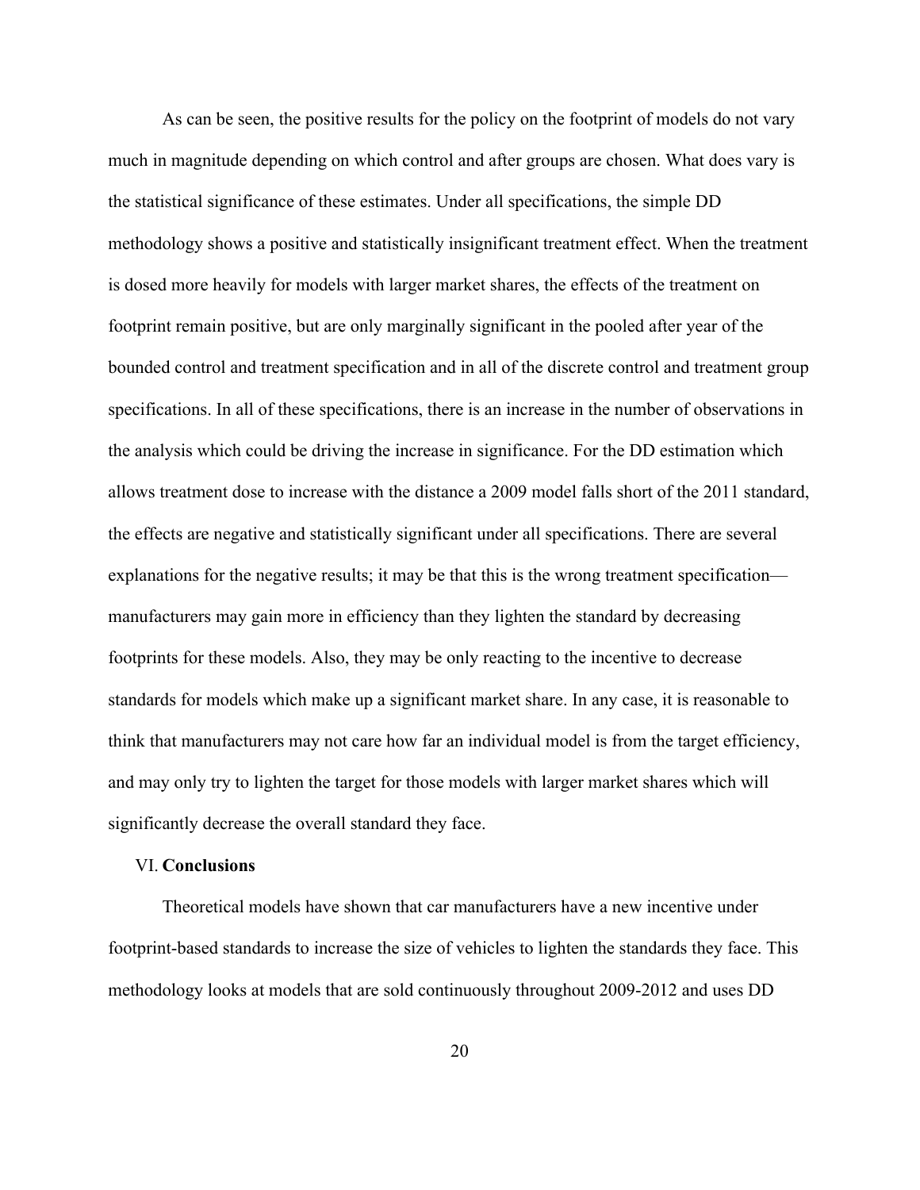As can be seen, the positive results for the policy on the footprint of models do not vary much in magnitude depending on which control and after groups are chosen. What does vary is the statistical significance of these estimates. Under all specifications, the simple DD methodology shows a positive and statistically insignificant treatment effect. When the treatment is dosed more heavily for models with larger market shares, the effects of the treatment on footprint remain positive, but are only marginally significant in the pooled after year of the bounded control and treatment specification and in all of the discrete control and treatment group specifications. In all of these specifications, there is an increase in the number of observations in the analysis which could be driving the increase in significance. For the DD estimation which allows treatment dose to increase with the distance a 2009 model falls short of the 2011 standard, the effects are negative and statistically significant under all specifications. There are several explanations for the negative results; it may be that this is the wrong treatment specification—manufacturers may gain more in efficiency than they lighten the standard by decreasing footprints for these models. Also, they may be only reacting to the incentive to decrease standards for models which make up a significant market share. In any case, it is reasonable to think that manufacturers may not care how far an individual model is from the target efficiency, and may only try to lighten the target for those models with larger market shares which will significantly decrease the overall standard they face.

## VI. **Conclusions**

Theoretical models have shown that car manufacturers have a new incentive under footprint-based standards to increase the size of vehicles to lighten the standards they face. This methodology looks at models that are sold continuously throughout 2009-2012 and uses DD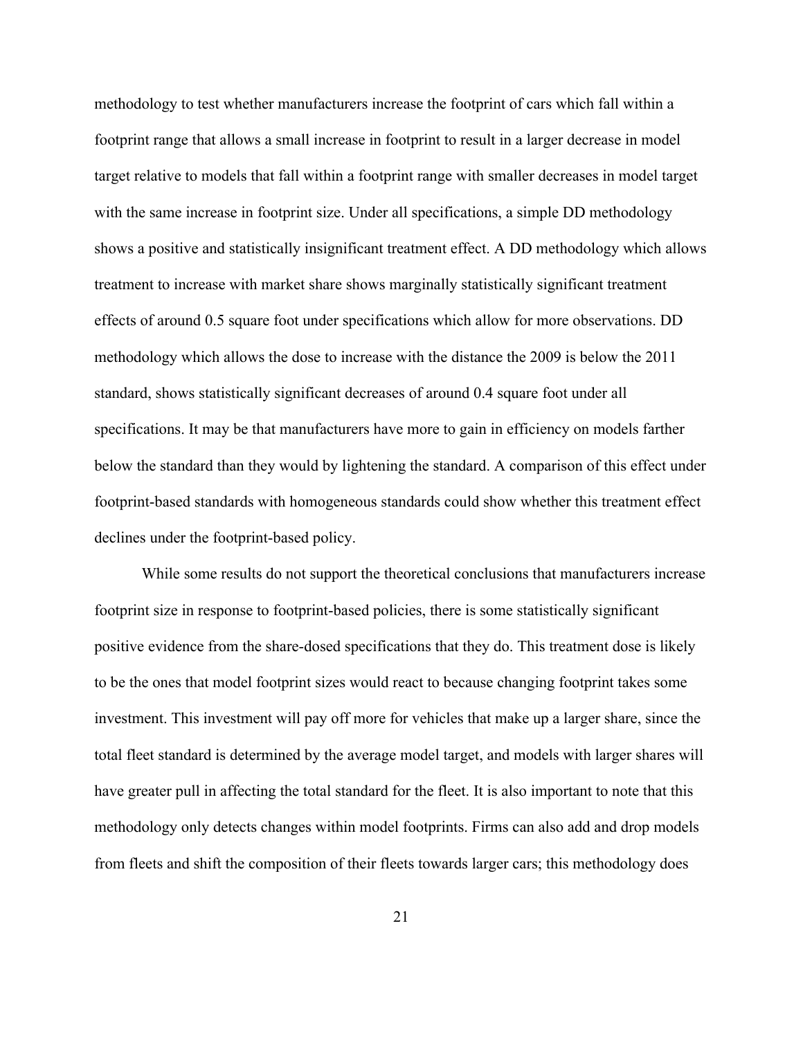methodology to test whether manufacturers increase the footprint of cars which fall within a footprint range that allows a small increase in footprint to result in a larger decrease in model target relative to models that fall within a footprint range with smaller decreases in model target with the same increase in footprint size. Under all specifications, a simple DD methodology shows a positive and statistically insignificant treatment effect. A DD methodology which allows treatment to increase with market share shows marginally statistically significant treatment effects of around 0.5 square foot under specifications which allow for more observations. DD methodology which allows the dose to increase with the distance the 2009 is below the 2011 standard, shows statistically significant decreases of around 0.4 square foot under all specifications. It may be that manufacturers have more to gain in efficiency on models farther below the standard than they would by lightening the standard. A comparison of this effect under footprint-based standards with homogeneous standards could show whether this treatment effect declines under the footprint-based policy.

While some results do not support the theoretical conclusions that manufacturers increase footprint size in response to footprint-based policies, there is some statistically significant positive evidence from the share-dosed specifications that they do. This treatment dose is likely to be the ones that model footprint sizes would react to because changing footprint takes some investment. This investment will pay off more for vehicles that make up a larger share, since the total fleet standard is determined by the average model target, and models with larger shares will have greater pull in affecting the total standard for the fleet. It is also important to note that this methodology only detects changes within model footprints. Firms can also add and drop models from fleets and shift the composition of their fleets towards larger cars; this methodology does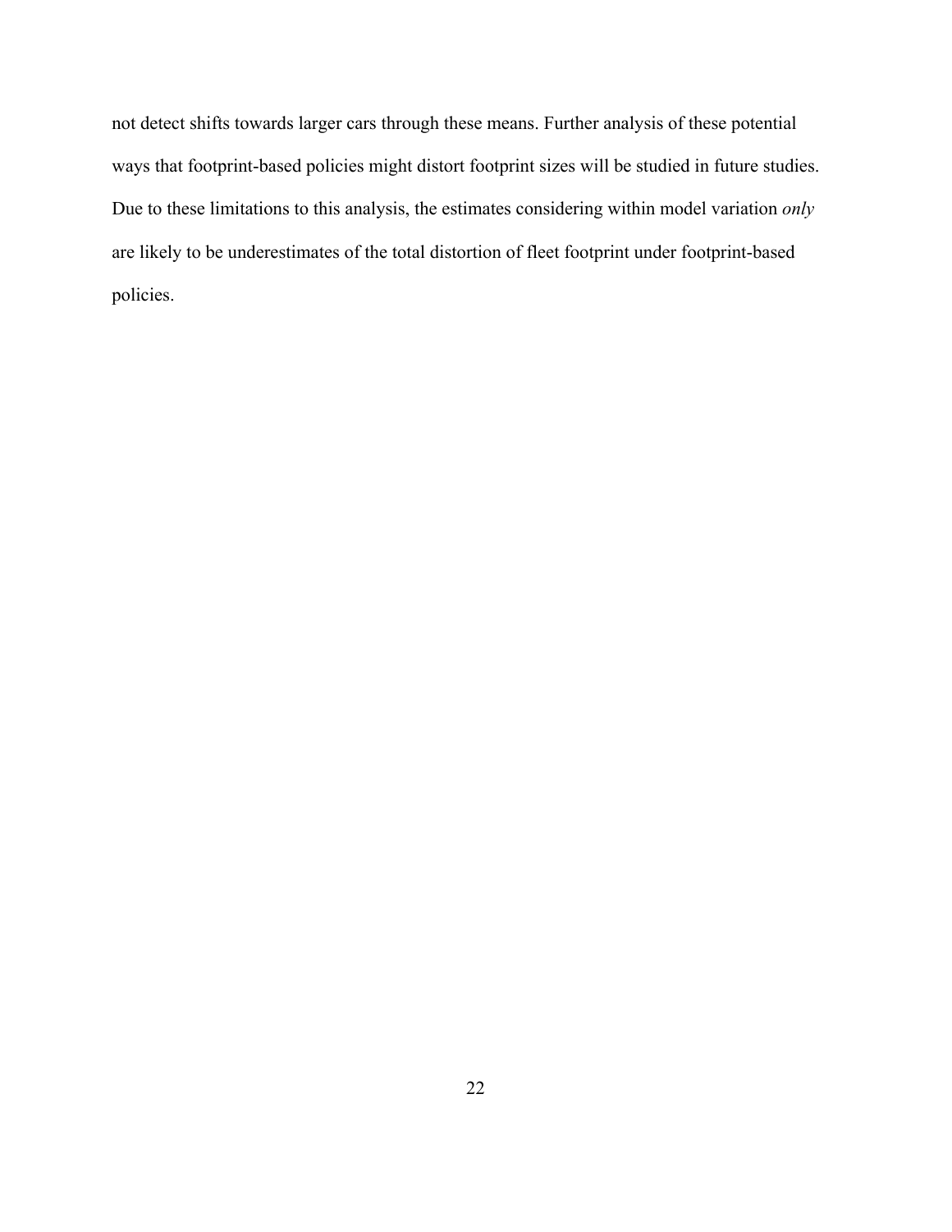not detect shifts towards larger cars through these means. Further analysis of these potential ways that footprint-based policies might distort footprint sizes will be studied in future studies. Due to these limitations to this analysis, the estimates considering within model variation *only* are likely to be underestimates of the total distortion of fleet footprint under footprint-based policies.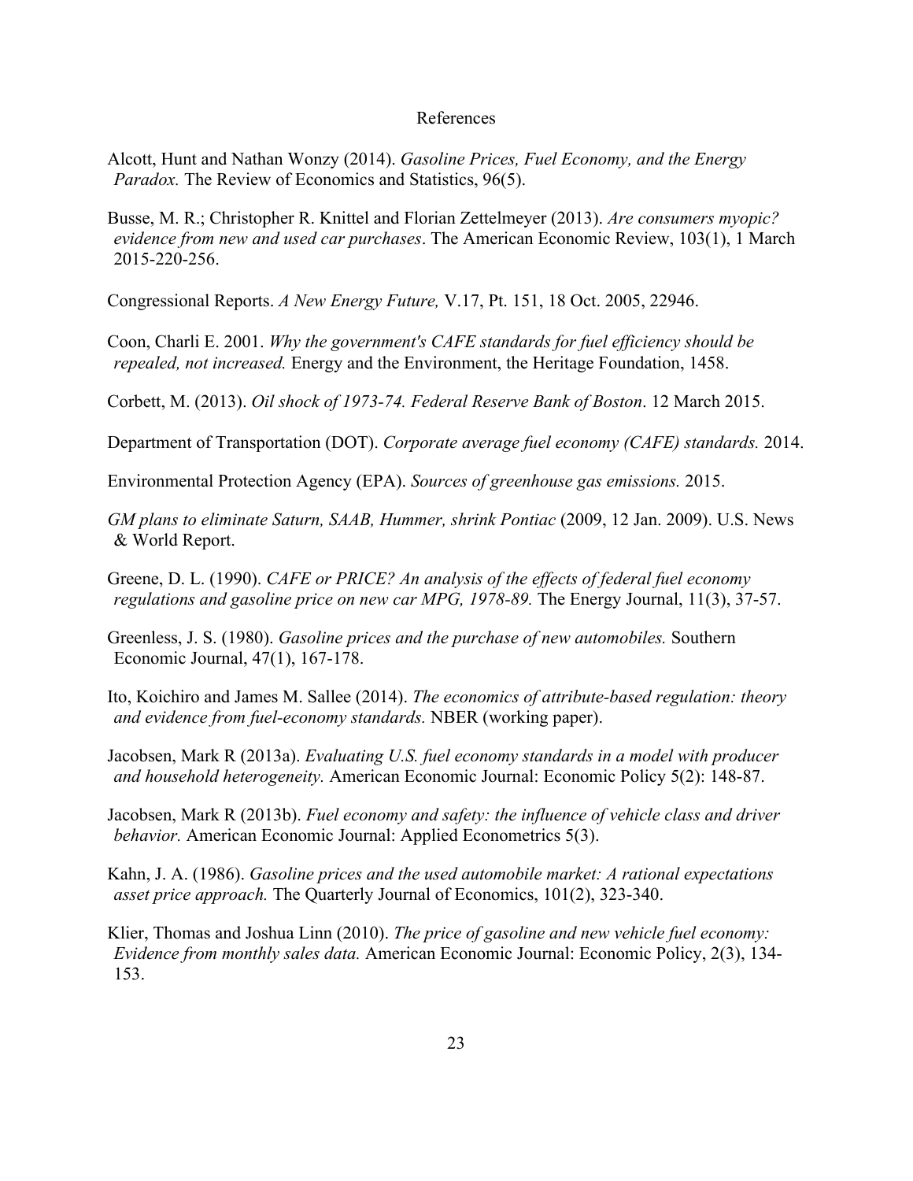# References

Alcott, Hunt and Nathan Wonzy (2014). *Gasoline Prices, Fuel Economy, and the Energy Paradox.* The Review of Economics and Statistics, 96(5).

Busse, M. R.; Christopher R. Knittel and Florian Zettelmeyer (2013). *Are consumers myopic? evidence from new and used car purchases*. The American Economic Review, 103(1), 1 March 2015-220-256.

Congressional Reports. *A New Energy Future,* V.17, Pt. 151, 18 Oct. 2005, 22946.

Coon, Charli E. 2001. *Why the government's CAFE standards for fuel efficiency should be repealed, not increased.* Energy and the Environment, the Heritage Foundation, 1458.

Corbett, M. (2013). *Oil shock of 1973-74. Federal Reserve Bank of Boston*. 12 March 2015.

Department of Transportation (DOT). *Corporate average fuel economy (CAFE) standards.* 2014.

Environmental Protection Agency (EPA). *Sources of greenhouse gas emissions.* 2015.

*GM plans to eliminate Saturn, SAAB, Hummer, shrink Pontiac* (2009, 12 Jan. 2009). U.S. News & World Report.

Greene, D. L. (1990). *CAFE or PRICE? An analysis of the effects of federal fuel economy regulations and gasoline price on new car MPG, 1978-89.* The Energy Journal, 11(3), 37-57.

Greenless, J. S. (1980). *Gasoline prices and the purchase of new automobiles.* Southern Economic Journal, 47(1), 167-178.

Ito, Koichiro and James M. Sallee (2014). *The economics of attribute-based regulation: theory and evidence from fuel-economy standards.* NBER (working paper).

Jacobsen, Mark R (2013a). *Evaluating U.S. fuel economy standards in a model with producer and household heterogeneity.* American Economic Journal: Economic Policy 5(2): 148-87.

Jacobsen, Mark R (2013b). *Fuel economy and safety: the influence of vehicle class and driver behavior.* American Economic Journal: Applied Econometrics 5(3).

Kahn, J. A. (1986). *Gasoline prices and the used automobile market: A rational expectations asset price approach.* The Quarterly Journal of Economics, 101(2), 323-340.

Klier, Thomas and Joshua Linn (2010). *The price of gasoline and new vehicle fuel economy: Evidence from monthly sales data.* American Economic Journal: Economic Policy, 2(3), 134-153.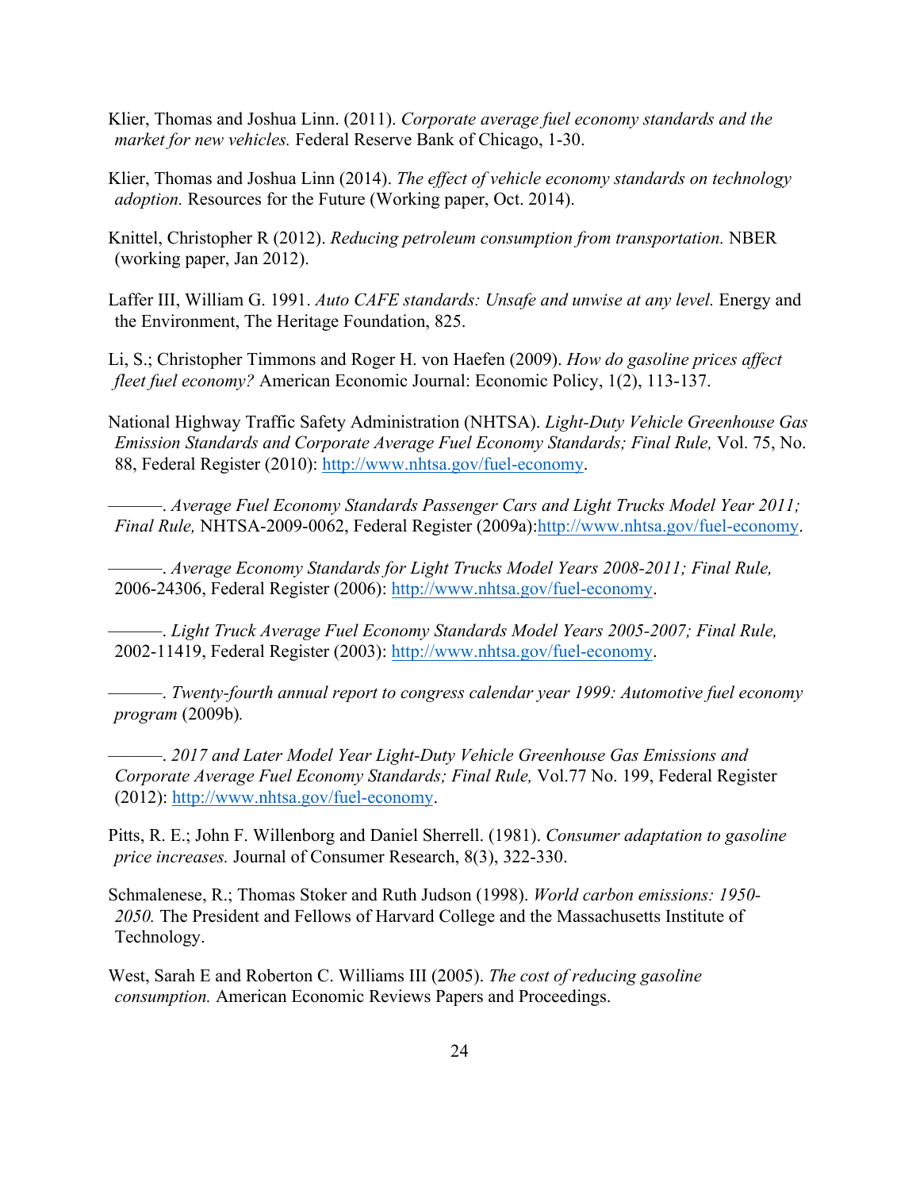Klier, Thomas and Joshua Linn. (2011). *Corporate average fuel economy standards and the market for new vehicles.* Federal Reserve Bank of Chicago, 1-30.

Klier, Thomas and Joshua Linn (2014). *The effect of vehicle economy standards on technology adoption.* Resources for the Future (Working paper, Oct. 2014).

Knittel, Christopher R (2012). *Reducing petroleum consumption from transportation.* NBER (working paper, Jan 2012).

Laffer III, William G. 1991. *Auto CAFE standards: Unsafe and unwise at any level.* Energy and the Environment, The Heritage Foundation, 825.

Li, S.; Christopher Timmons and Roger H. von Haefen (2009). *How do gasoline prices affect fleet fuel economy?* American Economic Journal: Economic Policy, 1(2), 113-137.

National Highway Traffic Safety Administration (NHTSA). *Light-Duty Vehicle Greenhouse Gas Emission Standards and Corporate Average Fuel Economy Standards; Final Rule,* Vol. 75, No. 88, Federal Register (2010): http://www.nhtsa.gov/fuel-economy.

———. *Average Fuel Economy Standards Passenger Cars and Light Trucks Model Year 2011; Final Rule,* NHTSA-2009-0062, Federal Register (2009a):http://www.nhtsa.gov/fuel-economy.

———. *Average Economy Standards for Light Trucks Model Years 2008-2011; Final Rule,* 2006-24306, Federal Register (2006): http://www.nhtsa.gov/fuel-economy.

———. *Light Truck Average Fuel Economy Standards Model Years 2005-2007; Final Rule,* 2002-11419, Federal Register (2003): http://www.nhtsa.gov/fuel-economy.

———. *Twenty-fourth annual report to congress calendar year 1999: Automotive fuel economy program* (2009b)*.*

———. *2017 and Later Model Year Light-Duty Vehicle Greenhouse Gas Emissions and Corporate Average Fuel Economy Standards; Final Rule,* Vol.77 No. 199, Federal Register (2012): http://www.nhtsa.gov/fuel-economy.

Pitts, R. E.; John F. Willenborg and Daniel Sherrell. (1981). *Consumer adaptation to gasoline price increases.* Journal of Consumer Research, 8(3), 322-330.

Schmalenese, R.; Thomas Stoker and Ruth Judson (1998). *World carbon emissions: 1950-2050.* The President and Fellows of Harvard College and the Massachusetts Institute of Technology.

West, Sarah E and Roberton C. Williams III (2005). *The cost of reducing gasoline consumption.* American Economic Reviews Papers and Proceedings.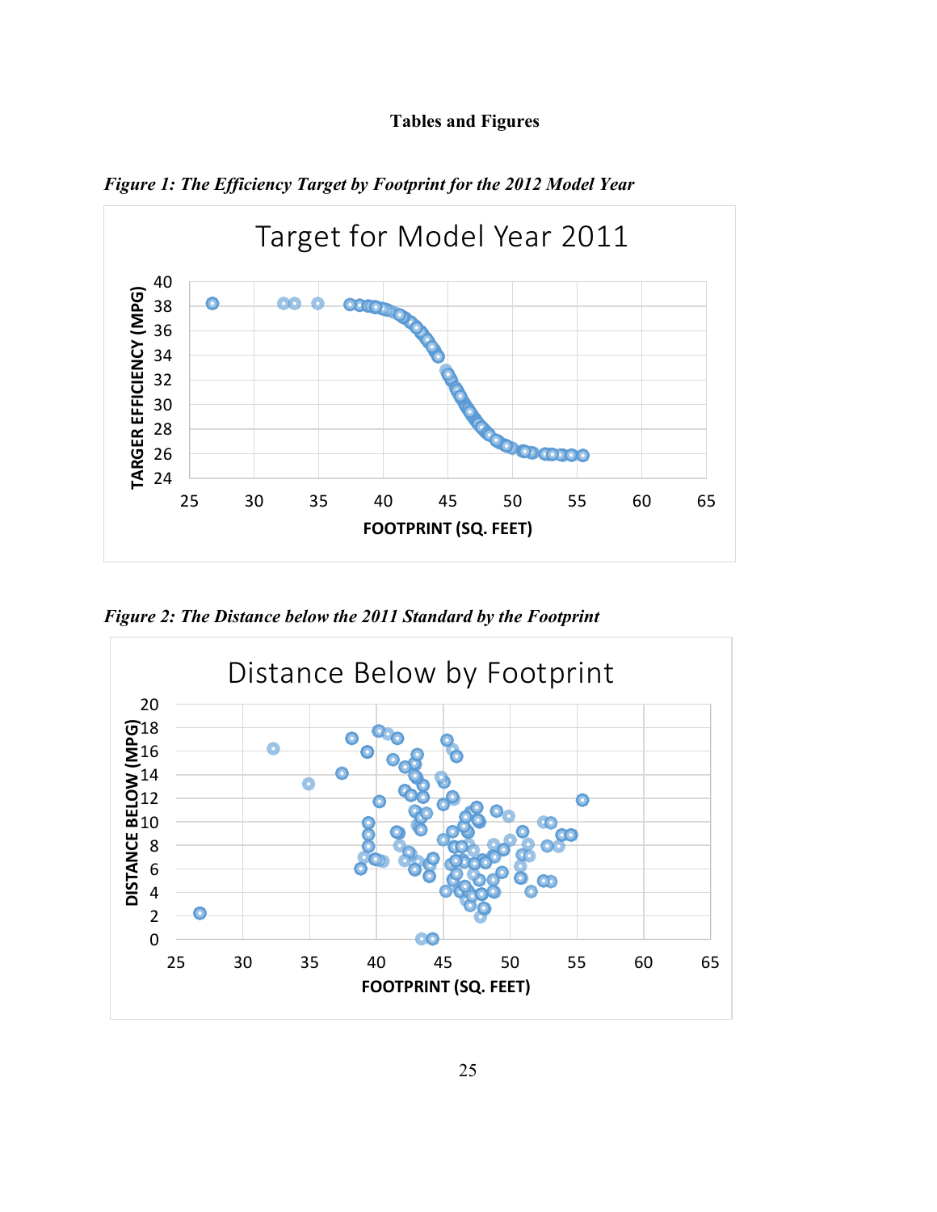**Tables and Figures**

***Figure 1: The Efficiency Target by Footprint for the 2012 Model Year***

***Figure 2: The Distance below the 2011 Standard by the Footprint***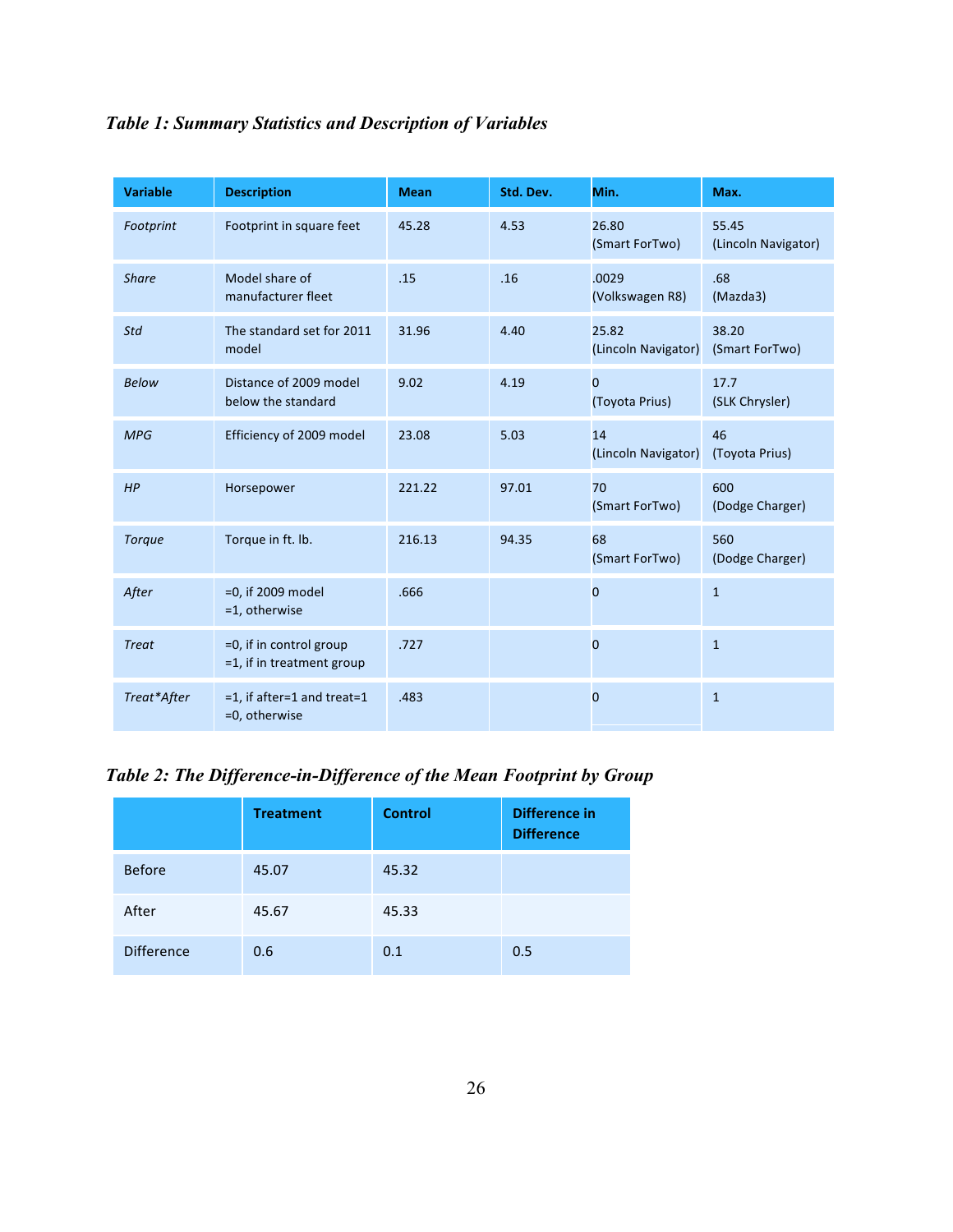*Table 1: Summary Statistics and Description of Variables*

| Variable | Description | Mean | Std. Dev. | Min. | Max. |
|---|---|---|---|---|---|
| *Footprint* | Footprint in square feet | 45.28 | 4.53 | 26.80 (Smart ForTwo) | 55.45 (Lincoln Navigator) |
| *Share* | Model share of manufacturer fleet | .15 | .16 | .0029 (Volkswagen R8) | .68 (Mazda3) |
| *Std* | The standard set for 2011 model | 31.96 | 4.40 | 25.82 (Lincoln Navigator) | 38.20 (Smart ForTwo) |
| *Below* | Distance of 2009 model below the standard | 9.02 | 4.19 | 0 (Toyota Prius) | 17.7 (SLK Chrysler) |
| *MPG* | Efficiency of 2009 model | 23.08 | 5.03 | 14 (Lincoln Navigator) | 46 (Toyota Prius) |
| *HP* | Horsepower | 221.22 | 97.01 | 70 (Smart ForTwo) | 600 (Dodge Charger) |
| *Torque* | Torque in ft. lb. | 216.13 | 94.35 | 68 (Smart ForTwo) | 560 (Dodge Charger) |
| *After* | =0, if 2009 model =1, otherwise | .666 | | 0 | 1 |
| *Treat* | =0, if in control group =1, if in treatment group | .727 | | 0 | 1 |
| *Treat*After* | =1, if after=1 and treat=1 =0, otherwise | .483 | | 0 | 1 |

*Table 2: The Difference-in-Difference of the Mean Footprint by Group*

| | Treatment | Control | Difference in Difference |
|---|---|---|---|
| Before | 45.07 | 45.32 | |
| After | 45.67 | 45.33 | |
| Difference | 0.6 | 0.1 | 0.5 |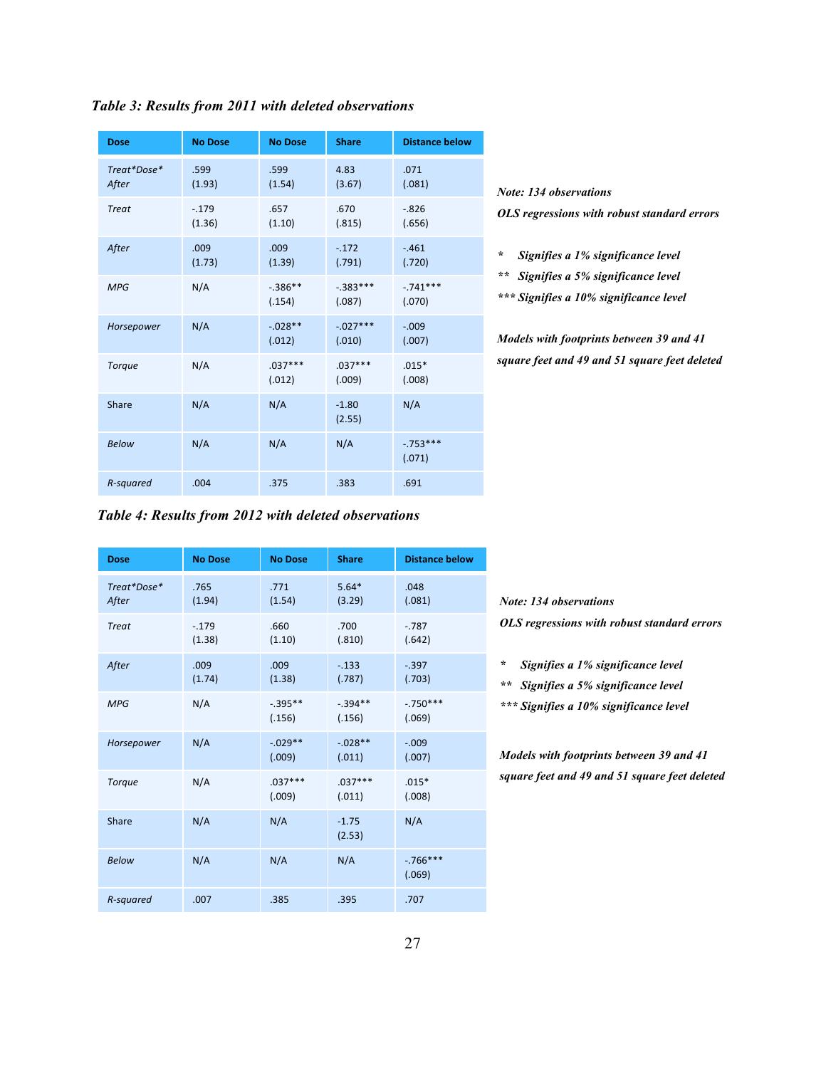### *Table 3: Results from 2011 with deleted observations*

| Dose | No Dose | No Dose | Share | Distance below |
|---|---|---|---|---|
| *Treat\*Dose\* After* | .599 (1.93) | .599 (1.54) | 4.83 (3.67) | .071 (.081) |
| *Treat* | -.179 (1.36) | .657 (1.10) | .670 (.815) | -.826 (.656) |
| *After* | .009 (1.73) | .009 (1.39) | -.172 (.791) | -.461 (.720) |
| *MPG* | N/A | -.386** (.154) | -.383*** (.087) | -.741*** (.070) |
| *Horsepower* | N/A | -.028** (.012) | -.027*** (.010) | -.009 (.007) |
| *Torque* | N/A | .037*** (.012) | .037*** (.009) | .015* (.008) |
| Share | N/A | N/A | -1.80 (2.55) | N/A |
| *Below* | N/A | N/A | N/A | -.753*** (.071) |
| *R-squared* | .004 | .375 | .383 | .691 |

***Note: 134 observations***

***OLS regressions with robust standard errors***

***\*   Signifies a 1% significance level***

***\*\*   Signifies a 5% significance level***

***\*\*\* Signifies a 10% significance level***

***Models with footprints between 39 and 41 square feet and 49 and 51 square feet deleted***

### *Table 4: Results from 2012 with deleted observations*

| Dose | No Dose | No Dose | Share | Distance below |
|---|---|---|---|---|
| *Treat\*Dose\* After* | .765 (1.94) | .771 (1.54) | 5.64* (3.29) | .048 (.081) |
| *Treat* | -.179 (1.38) | .660 (1.10) | .700 (.810) | -.787 (.642) |
| *After* | .009 (1.74) | .009 (1.38) | -.133 (.787) | -.397 (.703) |
| *MPG* | N/A | -.395** (.156) | -.394** (.156) | -.750*** (.069) |
| *Horsepower* | N/A | -.029** (.009) | -.028** (.011) | -.009 (.007) |
| *Torque* | N/A | .037*** (.009) | .037*** (.011) | .015* (.008) |
| Share | N/A | N/A | -1.75 (2.53) | N/A |
| *Below* | N/A | N/A | N/A | -.766*** (.069) |
| *R-squared* | .007 | .385 | .395 | .707 |

***Note: 134 observations***

***OLS regressions with robust standard errors***

***\*   Signifies a 1% significance level***

***\*\*   Signifies a 5% significance level***

***\*\*\* Signifies a 10% significance level***

***Models with footprints between 39 and 41 square feet and 49 and 51 square feet deleted***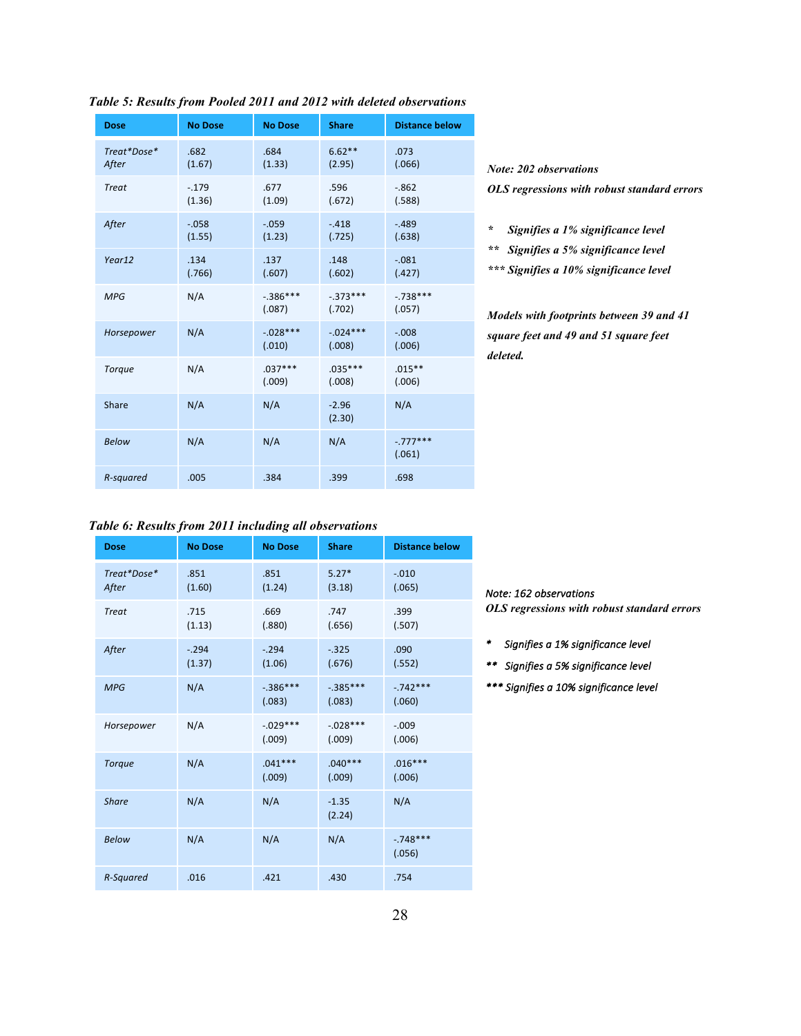***Table 5: Results from Pooled 2011 and 2012 with deleted observations***

| Dose | No Dose | No Dose | Share | Distance below |
|---|---|---|---|---|
| *Treat\*Dose\* After* | .682 (1.67) | .684 (1.33) | 6.62** (2.95) | .073 (.066) |
| *Treat* | -.179 (1.36) | .677 (1.09) | .596 (.672) | -.862 (.588) |
| *After* | -.058 (1.55) | -.059 (1.23) | -.418 (.725) | -.489 (.638) |
| *Year12* | .134 (.766) | .137 (.607) | .148 (.602) | -.081 (.427) |
| *MPG* | N/A | -.386*** (.087) | -.373*** (.702) | -.738*** (.057) |
| *Horsepower* | N/A | -.028*** (.010) | -.024*** (.008) | -.008 (.006) |
| *Torque* | N/A | .037*** (.009) | .035*** (.008) | .015** (.006) |
| Share | N/A | N/A | -2.96 (2.30) | N/A |
| *Below* | N/A | N/A | N/A | -.777*** (.061) |
| *R-squared* | .005 | .384 | .399 | .698 |

***Note: 202 observations***

***OLS regressions with robust standard errors***

****   Signifies a 1% significance level***

*****  Signifies a 5% significance level***

****** Signifies a 10% significance level***

***Models with footprints between 39 and 41 square feet and 49 and 51 square feet deleted.***

***Table 6: Results from 2011 including all observations***

| Dose | No Dose | No Dose | Share | Distance below |
|---|---|---|---|---|
| *Treat\*Dose\* After* | .851 (1.60) | .851 (1.24) | 5.27* (3.18) | -.010 (.065) |
| *Treat* | .715 (1.13) | .669 (.880) | .747 (.656) | .399 (.507) |
| *After* | -.294 (1.37) | -.294 (1.06) | -.325 (.676) | .090 (.552) |
| *MPG* | N/A | -.386*** (.083) | -.385*** (.083) | -.742*** (.060) |
| *Horsepower* | N/A | -.029*** (.009) | -.028*** (.009) | -.009 (.006) |
| *Torque* | N/A | .041*** (.009) | .040*** (.009) | .016*** (.006) |
| *Share* | N/A | N/A | -1.35 (2.24) | N/A |
| *Below* | N/A | N/A | N/A | -.748*** (.056) |
| *R-Squared* | .016 | .421 | .430 | .754 |

*Note: 162 observations*

***OLS regressions with robust standard errors***

****   Signifies a 1% significance level***

*****  Signifies a 5% significance level***

****** Signifies a 10% significance level***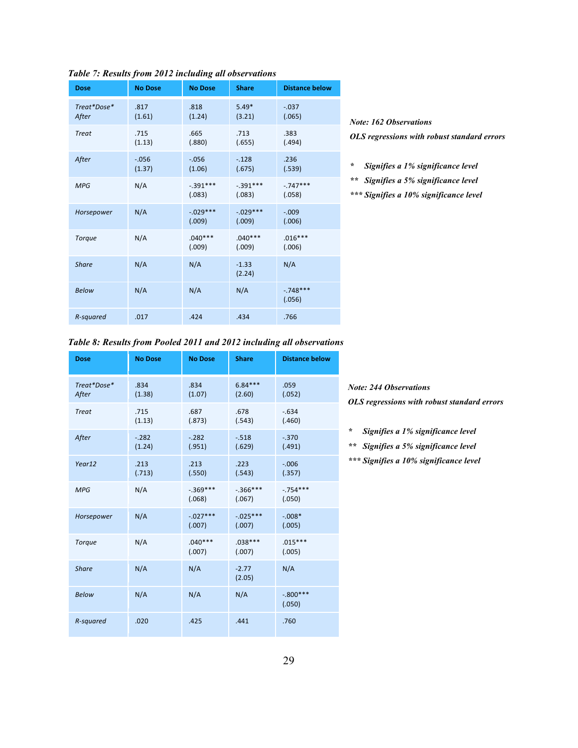***Table 7: Results from 2012 including all observations***

| Dose | No Dose | No Dose | Share | Distance below |
|---|---|---|---|---|
| *Treat*Dose* After* | .817 (1.61) | .818 (1.24) | 5.49* (3.21) | -.037 (.065) |
| *Treat* | .715 (1.13) | .665 (.880) | .713 (.655) | .383 (.494) |
| *After* | -.056 (1.37) | -.056 (1.06) | -.128 (.675) | .236 (.539) |
| *MPG* | N/A | -.391*** (.083) | -.391*** (.083) | -.747*** (.058) |
| *Horsepower* | N/A | -.029*** (.009) | -.029*** (.009) | -.009 (.006) |
| *Torque* | N/A | .040*** (.009) | .040*** (.009) | .016*** (.006) |
| *Share* | N/A | N/A | -1.33 (2.24) | N/A |
| *Below* | N/A | N/A | N/A | -.748*** (.056) |
| *R-squared* | .017 | .424 | .434 | .766 |

***Note: 162 Observations***

***OLS regressions with robust standard errors***

*** Signifies a 1% significance level***

***** Signifies a 5% significance level***

****** Signifies a 10% significance level***

***Table 8: Results from Pooled 2011 and 2012 including all observations***

| Dose | No Dose | No Dose | Share | Distance below |
|---|---|---|---|---|
| *Treat*Dose* After* | .834 (1.38) | .834 (1.07) | 6.84*** (2.60) | .059 (.052) |
| *Treat* | .715 (1.13) | .687 (.873) | .678 (.543) | -.634 (.460) |
| *After* | -.282 (1.24) | -.282 (.951) | -.518 (.629) | -.370 (.491) |
| *Year12* | .213 (.713) | .213 (.550) | .223 (.543) | -.006 (.357) |
| *MPG* | N/A | -.369*** (.068) | -.366*** (.067) | -.754*** (.050) |
| *Horsepower* | N/A | -.027*** (.007) | -.025*** (.007) | -.008* (.005) |
| *Torque* | N/A | .040*** (.007) | .038*** (.007) | .015*** (.005) |
| *Share* | N/A | N/A | -2.77 (2.05) | N/A |
| *Below* | N/A | N/A | N/A | -.800*** (.050) |
| *R-squared* | .020 | .425 | .441 | .760 |

***Note: 244 Observations***

***OLS regressions with robust standard errors***

*** Signifies a 1% significance level***

***** Signifies a 5% significance level***

****** Signifies a 10% significance level***